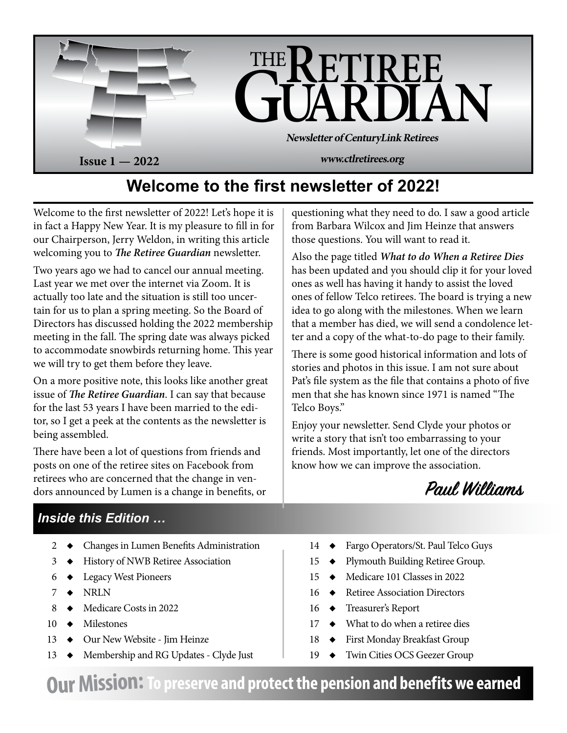# THE RETIREE GUARDIAN

***Newsletter of CenturyLink Retirees***

**Issue 1 — 2022**

***www.ctlretirees.org***

## Welcome to the first newsletter of 2022!

Welcome to the first newsletter of 2022! Let's hope it is in fact a Happy New Year. It is my pleasure to fill in for our Chairperson, Jerry Weldon, in writing this article welcoming you to ***The Retiree Guardian*** newsletter.

Two years ago we had to cancel our annual meeting. Last year we met over the internet via Zoom. It is actually too late and the situation is still too uncertain for us to plan a spring meeting. So the Board of Directors has discussed holding the 2022 membership meeting in the fall. The spring date was always picked to accommodate snowbirds returning home. This year we will try to get them before they leave.

On a more positive note, this looks like another great issue of ***The Retiree Guardian***. I can say that because for the last 53 years I have been married to the editor, so I get a peek at the contents as the newsletter is being assembled.

There have been a lot of questions from friends and posts on one of the retiree sites on Facebook from retirees who are concerned that the change in vendors announced by Lumen is a change in benefits, or questioning what they need to do. I saw a good article from Barbara Wilcox and Jim Heinze that answers those questions. You will want to read it.

Also the page titled ***What to do When a Retiree Dies*** has been updated and you should clip it for your loved ones as well has having it handy to assist the loved ones of fellow Telco retirees. The board is trying a new idea to go along with the milestones. When we learn that a member has died, we will send a condolence letter and a copy of the what-to-do page to their family.

There is some good historical information and lots of stories and photos in this issue. I am not sure about Pat's file system as the file that contains a photo of five men that she has known since 1971 is named "The Telco Boys."

Enjoy your newsletter. Send Clyde your photos or write a story that isn't too embarrassing to your friends. Most importantly, let one of the directors know how we can improve the association.

*Paul Williams*

### *Inside this Edition …*

- 2 ◆ Changes in Lumen Benefits Administration
- 3 ◆ History of NWB Retiree Association
- 6 ◆ Legacy West Pioneers
- 7 ◆ NRLN
- 8 ◆ Medicare Costs in 2022
- 10 ◆ Milestones
- 13 ◆ Our New Website - Jim Heinze
- 13 ◆ Membership and RG Updates - Clyde Just
- 14 ◆ Fargo Operators/St. Paul Telco Guys
- 15 ◆ Plymouth Building Retiree Group.
- 15 ◆ Medicare 101 Classes in 2022
- 16 ◆ Retiree Association Directors
- 16 ◆ Treasurer's Report
- 17 ◆ What to do when a retiree dies
- 18 ◆ First Monday Breakfast Group
- 19 ◆ Twin Cities OCS Geezer Group

**Our Mission: To preserve and protect the pension and benefits we earned**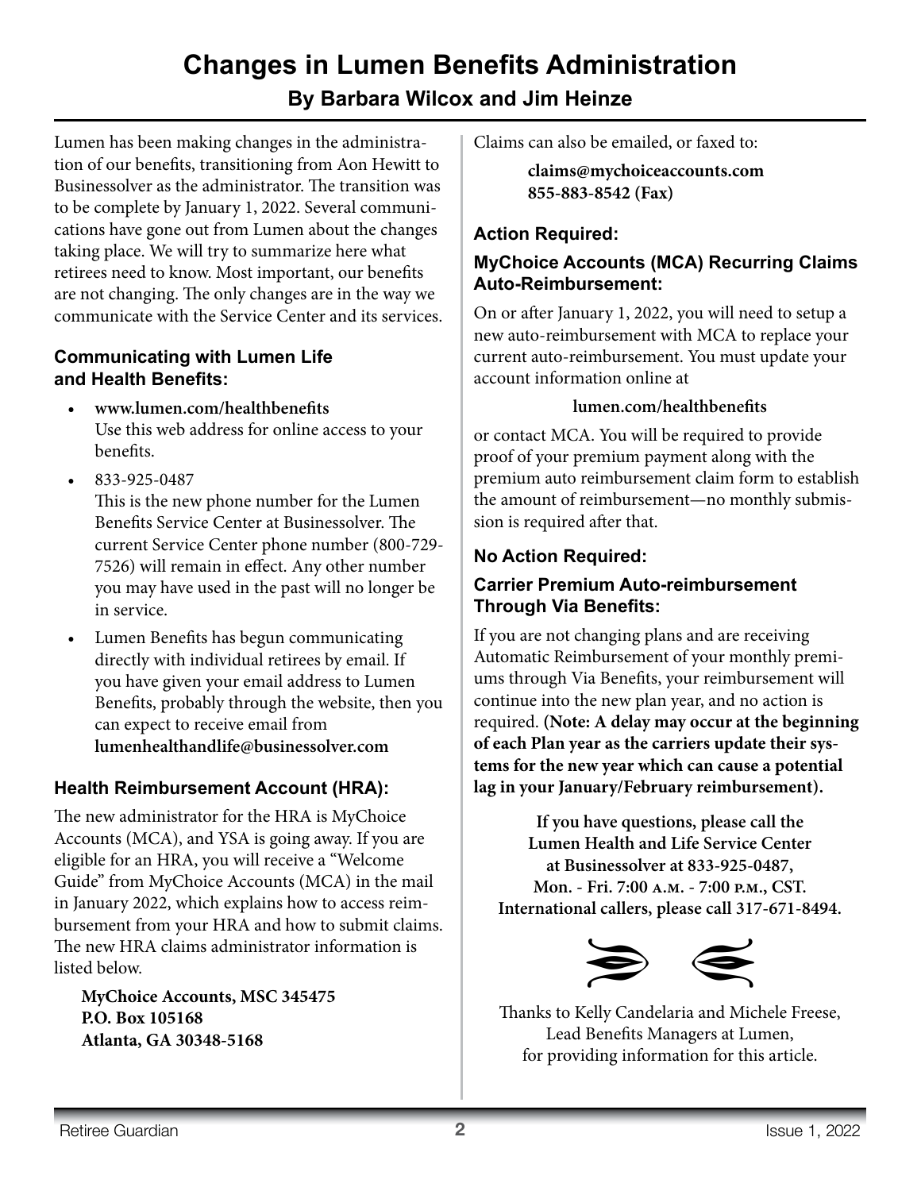# Changes in Lumen Benefits Administration

## By Barbara Wilcox and Jim Heinze

Lumen has been making changes in the administration of our benefits, transitioning from Aon Hewitt to Businessolver as the administrator. The transition was to be complete by January 1, 2022. Several communications have gone out from Lumen about the changes taking place. We will try to summarize here what retirees need to know. Most important, our benefits are not changing. The only changes are in the way we communicate with the Service Center and its services.

### Communicating with Lumen Life and Health Benefits:

- **www.lumen.com/healthbenefits**
  Use this web address for online access to your benefits.
- 833-925-0487
  This is the new phone number for the Lumen Benefits Service Center at Businessolver. The current Service Center phone number (800-729-7526) will remain in effect. Any other number you may have used in the past will no longer be in service.
- Lumen Benefits has begun communicating directly with individual retirees by email. If you have given your email address to Lumen Benefits, probably through the website, then you can expect to receive email from **lumenhealthandlife@businessolver.com**

### Health Reimbursement Account (HRA):

The new administrator for the HRA is MyChoice Accounts (MCA), and YSA is going away. If you are eligible for an HRA, you will receive a "Welcome Guide" from MyChoice Accounts (MCA) in the mail in January 2022, which explains how to access reimbursement from your HRA and how to submit claims. The new HRA claims administrator information is listed below.

**MyChoice Accounts, MSC 345475**
**P.O. Box 105168**
**Atlanta, GA 30348-5168**

Claims can also be emailed, or faxed to:

**claims@mychoiceaccounts.com**
**855-883-8542 (Fax)**

### Action Required:

### MyChoice Accounts (MCA) Recurring Claims Auto-Reimbursement:

On or after January 1, 2022, you will need to setup a new auto-reimbursement with MCA to replace your current auto-reimbursement. You must update your account information online at

**lumen.com/healthbenefits**

or contact MCA. You will be required to provide proof of your premium payment along with the premium auto reimbursement claim form to establish the amount of reimbursement—no monthly submission is required after that.

### No Action Required:

### Carrier Premium Auto-reimbursement Through Via Benefits:

If you are not changing plans and are receiving Automatic Reimbursement of your monthly premiums through Via Benefits, your reimbursement will continue into the new plan year, and no action is required. **(Note: A delay may occur at the beginning of each Plan year as the carriers update their systems for the new year which can cause a potential lag in your January/February reimbursement).**

**If you have questions, please call the Lumen Health and Life Service Center at Businessolver at 833-925-0487, Mon. - Fri. 7:00 A.M. - 7:00 P.M., CST. International callers, please call 317-671-8494.**

Thanks to Kelly Candelaria and Michele Freese, Lead Benefits Managers at Lumen, for providing information for this article.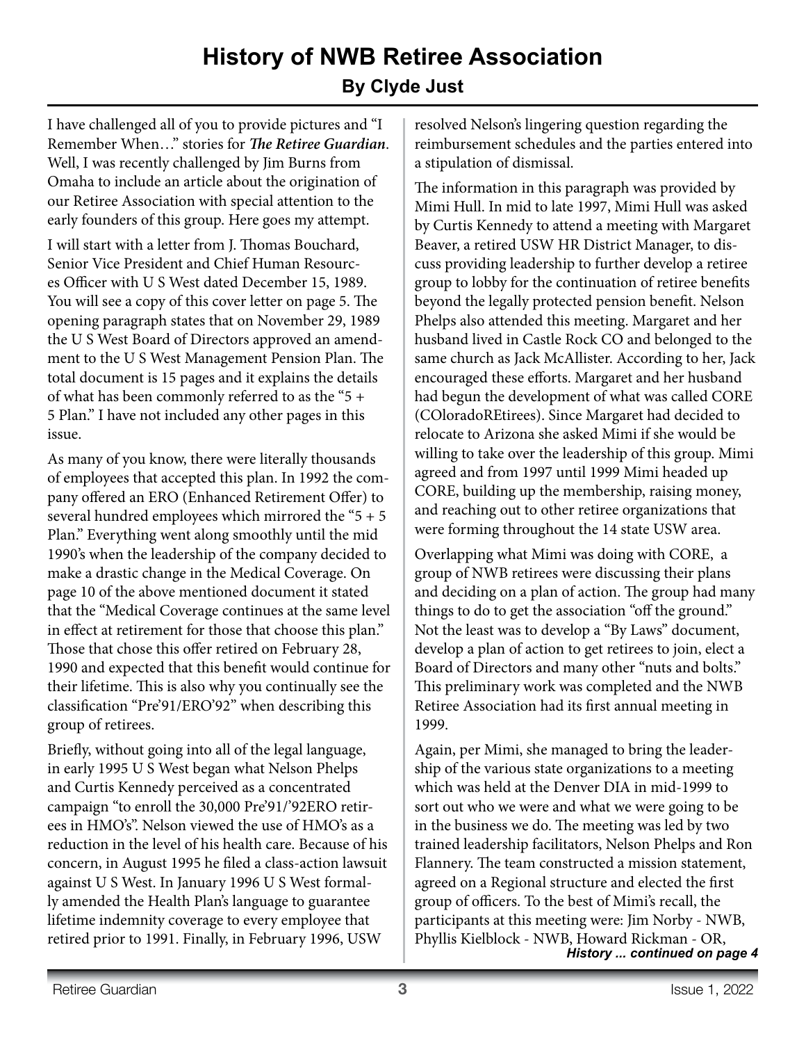# History of NWB Retiree Association

## By Clyde Just

I have challenged all of you to provide pictures and "I Remember When…" stories for ***The Retiree Guardian***. Well, I was recently challenged by Jim Burns from Omaha to include an article about the origination of our Retiree Association with special attention to the early founders of this group. Here goes my attempt.

I will start with a letter from J. Thomas Bouchard, Senior Vice President and Chief Human Resources Officer with U S West dated December 15, 1989. You will see a copy of this cover letter on page 5. The opening paragraph states that on November 29, 1989 the U S West Board of Directors approved an amendment to the U S West Management Pension Plan. The total document is 15 pages and it explains the details of what has been commonly referred to as the "5 + 5 Plan." I have not included any other pages in this issue.

As many of you know, there were literally thousands of employees that accepted this plan. In 1992 the company offered an ERO (Enhanced Retirement Offer) to several hundred employees which mirrored the "5 + 5 Plan." Everything went along smoothly until the mid 1990's when the leadership of the company decided to make a drastic change in the Medical Coverage. On page 10 of the above mentioned document it stated that the "Medical Coverage continues at the same level in effect at retirement for those that choose this plan." Those that chose this offer retired on February 28, 1990 and expected that this benefit would continue for their lifetime. This is also why you continually see the classification "Pre'91/ERO'92" when describing this group of retirees.

Briefly, without going into all of the legal language, in early 1995 U S West began what Nelson Phelps and Curtis Kennedy perceived as a concentrated campaign "to enroll the 30,000 Pre'91/'92ERO retirees in HMO's". Nelson viewed the use of HMO's as a reduction in the level of his health care. Because of his concern, in August 1995 he filed a class-action lawsuit against U S West. In January 1996 U S West formally amended the Health Plan's language to guarantee lifetime indemnity coverage to every employee that retired prior to 1991. Finally, in February 1996, USW resolved Nelson's lingering question regarding the reimbursement schedules and the parties entered into a stipulation of dismissal.

The information in this paragraph was provided by Mimi Hull. In mid to late 1997, Mimi Hull was asked by Curtis Kennedy to attend a meeting with Margaret Beaver, a retired USW HR District Manager, to discuss providing leadership to further develop a retiree group to lobby for the continuation of retiree benefits beyond the legally protected pension benefit. Nelson Phelps also attended this meeting. Margaret and her husband lived in Castle Rock CO and belonged to the same church as Jack McAllister. According to her, Jack encouraged these efforts. Margaret and her husband had begun the development of what was called CORE (COloradoREtirees). Since Margaret had decided to relocate to Arizona she asked Mimi if she would be willing to take over the leadership of this group. Mimi agreed and from 1997 until 1999 Mimi headed up CORE, building up the membership, raising money, and reaching out to other retiree organizations that were forming throughout the 14 state USW area.

Overlapping what Mimi was doing with CORE, a group of NWB retirees were discussing their plans and deciding on a plan of action. The group had many things to do to get the association "off the ground." Not the least was to develop a "By Laws" document, develop a plan of action to get retirees to join, elect a Board of Directors and many other "nuts and bolts." This preliminary work was completed and the NWB Retiree Association had its first annual meeting in 1999.

Again, per Mimi, she managed to bring the leadership of the various state organizations to a meeting which was held at the Denver DIA in mid-1999 to sort out who we were and what we were going to be in the business we do. The meeting was led by two trained leadership facilitators, Nelson Phelps and Ron Flannery. The team constructed a mission statement, agreed on a Regional structure and elected the first group of officers. To the best of Mimi's recall, the participants at this meeting were: Jim Norby - NWB, Phyllis Kielblock - NWB, Howard Rickman - OR,

***History ... continued on page 4***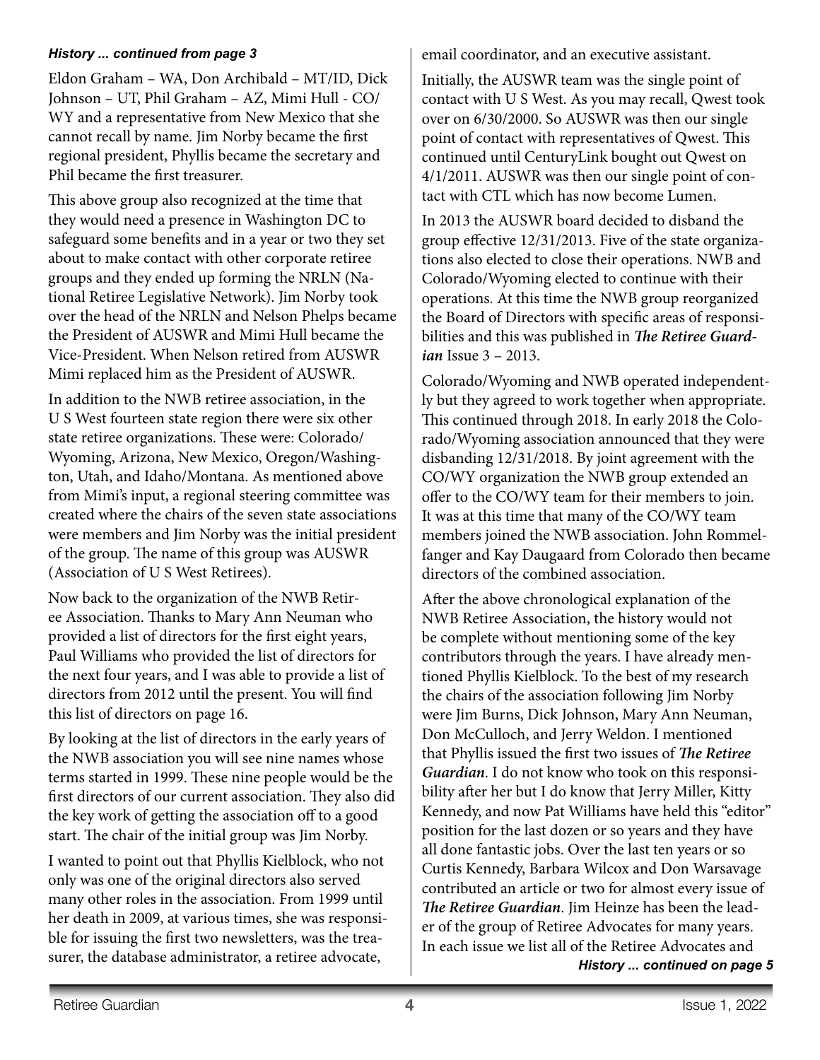***History ... continued from page 3***

Eldon Graham – WA, Don Archibald – MT/ID, Dick Johnson – UT, Phil Graham – AZ, Mimi Hull - CO/WY and a representative from New Mexico that she cannot recall by name. Jim Norby became the first regional president, Phyllis became the secretary and Phil became the first treasurer.

This above group also recognized at the time that they would need a presence in Washington DC to safeguard some benefits and in a year or two they set about to make contact with other corporate retiree groups and they ended up forming the NRLN (National Retiree Legislative Network). Jim Norby took over the head of the NRLN and Nelson Phelps became the President of AUSWR and Mimi Hull became the Vice-President. When Nelson retired from AUSWR Mimi replaced him as the President of AUSWR.

In addition to the NWB retiree association, in the U S West fourteen state region there were six other state retiree organizations. These were: Colorado/Wyoming, Arizona, New Mexico, Oregon/Washington, Utah, and Idaho/Montana. As mentioned above from Mimi's input, a regional steering committee was created where the chairs of the seven state associations were members and Jim Norby was the initial president of the group. The name of this group was AUSWR (Association of U S West Retirees).

Now back to the organization of the NWB Retiree Association. Thanks to Mary Ann Neuman who provided a list of directors for the first eight years, Paul Williams who provided the list of directors for the next four years, and I was able to provide a list of directors from 2012 until the present. You will find this list of directors on page 16.

By looking at the list of directors in the early years of the NWB association you will see nine names whose terms started in 1999. These nine people would be the first directors of our current association. They also did the key work of getting the association off to a good start. The chair of the initial group was Jim Norby.

I wanted to point out that Phyllis Kielblock, who not only was one of the original directors also served many other roles in the association. From 1999 until her death in 2009, at various times, she was responsible for issuing the first two newsletters, was the treasurer, the database administrator, a retiree advocate, email coordinator, and an executive assistant.

Initially, the AUSWR team was the single point of contact with U S West. As you may recall, Qwest took over on 6/30/2000. So AUSWR was then our single point of contact with representatives of Qwest. This continued until CenturyLink bought out Qwest on 4/1/2011. AUSWR was then our single point of contact with CTL which has now become Lumen.

In 2013 the AUSWR board decided to disband the group effective 12/31/2013. Five of the state organizations also elected to close their operations. NWB and Colorado/Wyoming elected to continue with their operations. At this time the NWB group reorganized the Board of Directors with specific areas of responsibilities and this was published in ***The Retiree Guardian*** Issue 3 – 2013.

Colorado/Wyoming and NWB operated independently but they agreed to work together when appropriate. This continued through 2018. In early 2018 the Colorado/Wyoming association announced that they were disbanding 12/31/2018. By joint agreement with the CO/WY organization the NWB group extended an offer to the CO/WY team for their members to join. It was at this time that many of the CO/WY team members joined the NWB association. John Rommelfanger and Kay Daugaard from Colorado then became directors of the combined association.

After the above chronological explanation of the NWB Retiree Association, the history would not be complete without mentioning some of the key contributors through the years. I have already mentioned Phyllis Kielblock. To the best of my research the chairs of the association following Jim Norby were Jim Burns, Dick Johnson, Mary Ann Neuman, Don McCulloch, and Jerry Weldon. I mentioned that Phyllis issued the first two issues of ***The Retiree Guardian***. I do not know who took on this responsibility after her but I do know that Jerry Miller, Kitty Kennedy, and now Pat Williams have held this "editor" position for the last dozen or so years and they have all done fantastic jobs. Over the last ten years or so Curtis Kennedy, Barbara Wilcox and Don Warsavage contributed an article or two for almost every issue of ***The Retiree Guardian***. Jim Heinze has been the leader of the group of Retiree Advocates for many years. In each issue we list all of the Retiree Advocates and

***History ... continued on page 5***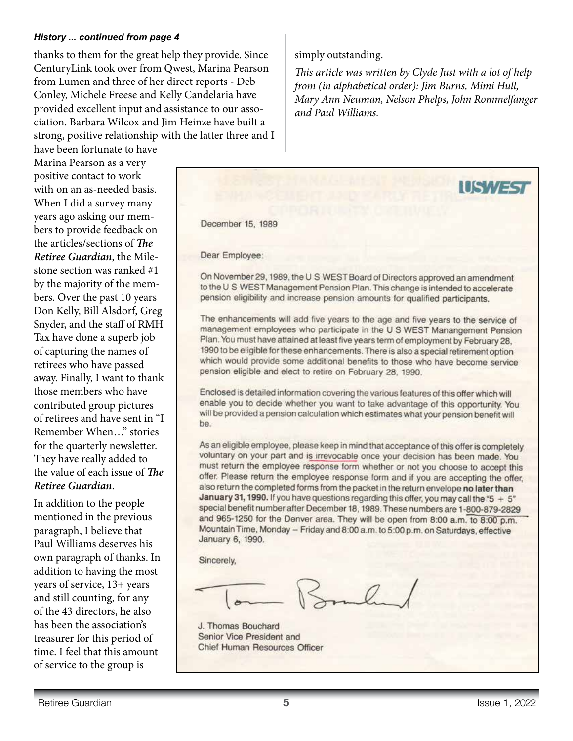*History ... continued from page 4*

thanks to them for the great help they provide. Since CenturyLink took over from Qwest, Marina Pearson from Lumen and three of her direct reports - Deb Conley, Michele Freese and Kelly Candelaria have provided excellent input and assistance to our association. Barbara Wilcox and Jim Heinze have built a strong, positive relationship with the latter three and I have been fortunate to have Marina Pearson as a very positive contact to work with on an as-needed basis. When I did a survey many years ago asking our members to provide feedback on the articles/sections of ***The Retiree Guardian***, the Milestone section was ranked #1 by the majority of the members. Over the past 10 years Don Kelly, Bill Alsdorf, Greg Snyder, and the staff of RMH Tax have done a superb job of capturing the names of retirees who have passed away. Finally, I want to thank those members who have contributed group pictures of retirees and have sent in "I Remember When…" stories for the quarterly newsletter. They have really added to the value of each issue of ***The Retiree Guardian***.

In addition to the people mentioned in the previous paragraph, I believe that Paul Williams deserves his own paragraph of thanks. In addition to having the most years of service, 13+ years and still counting, for any of the 43 directors, he also has been the association's treasurer for this period of time. I feel that this amount of service to the group is simply outstanding.

*This article was written by Clyde Just with a lot of help from (in alphabetical order): Jim Burns, Mimi Hull, Mary Ann Neuman, Nelson Phelps, John Rommelfanger and Paul Williams.*

---

**USWEST**

December 15, 1989

Dear Employee:

On November 29, 1989, the U S WEST Board of Directors approved an amendment to the U S WEST Management Pension Plan. This change is intended to accelerate pension eligibility and increase pension amounts for qualified participants.

The enhancements will add five years to the age and five years to the service of management employees who participate in the U S WEST Manangement Pension Plan. You must have attained at least five years term of employment by February 28, 1990 to be eligible for these enhancements. There is also a special retirement option which would provide some additional benefits to those who have become service pension eligible and elect to retire on February 28, 1990.

Enclosed is detailed information covering the various features of this offer which will enable you to decide whether you want to take advantage of this opportunity. You will be provided a pension calculation which estimates what your pension benefit will be.

As an eligible employee, please keep in mind that acceptance of this offer is completely voluntary on your part and is irrevocable once your decision has been made. You must return the employee response form whether or not you choose to accept this offer. Please return the employee response form and if you are accepting the offer, also return the completed forms from the packet in the return envelope **no later than January 31, 1990.** If you have questions regarding this offer, you may call the "5 + 5" special benefit number after December 18, 1989. These numbers are 1-800-879-2829 and 965-1250 for the Denver area. They will be open from 8:00 a.m. to 8:00 p.m. Mountain Time, Monday – Friday and 8:00 a.m. to 5:00 p.m. on Saturdays, effective January 6, 1990.

Sincerely,

J. Thomas Bouchard
Senior Vice President and
Chief Human Resources Officer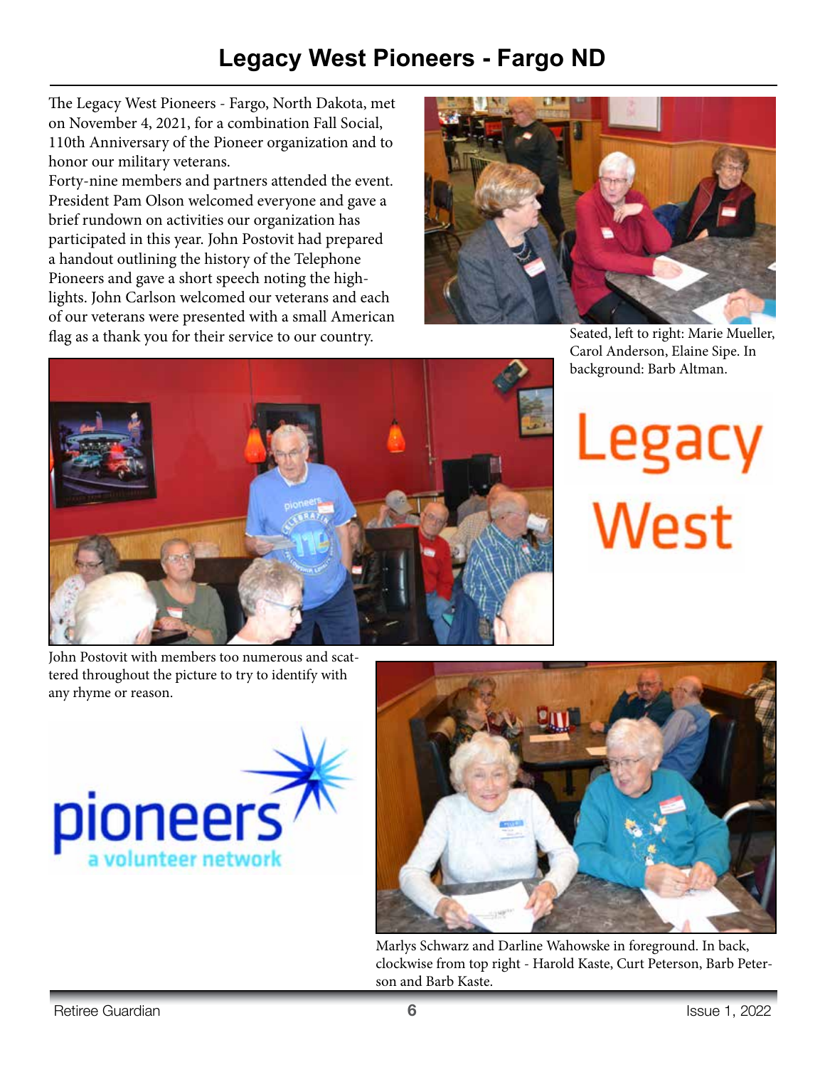# Legacy West Pioneers - Fargo ND

The Legacy West Pioneers - Fargo, North Dakota, met on November 4, 2021, for a combination Fall Social, 110th Anniversary of the Pioneer organization and to honor our military veterans.

Forty-nine members and partners attended the event. President Pam Olson welcomed everyone and gave a brief rundown on activities our organization has participated in this year. John Postovit had prepared a handout outlining the history of the Telephone Pioneers and gave a short speech noting the highlights. John Carlson welcomed our veterans and each of our veterans were presented with a small American flag as a thank you for their service to our country.

Seated, left to right: Marie Mueller, Carol Anderson, Elaine Sipe. In background: Barb Altman.

John Postovit with members too numerous and scattered throughout the picture to try to identify with any rhyme or reason.

Marlys Schwarz and Darline Wahowske in foreground. In back, clockwise from top right - Harold Kaste, Curt Peterson, Barb Peterson and Barb Kaste.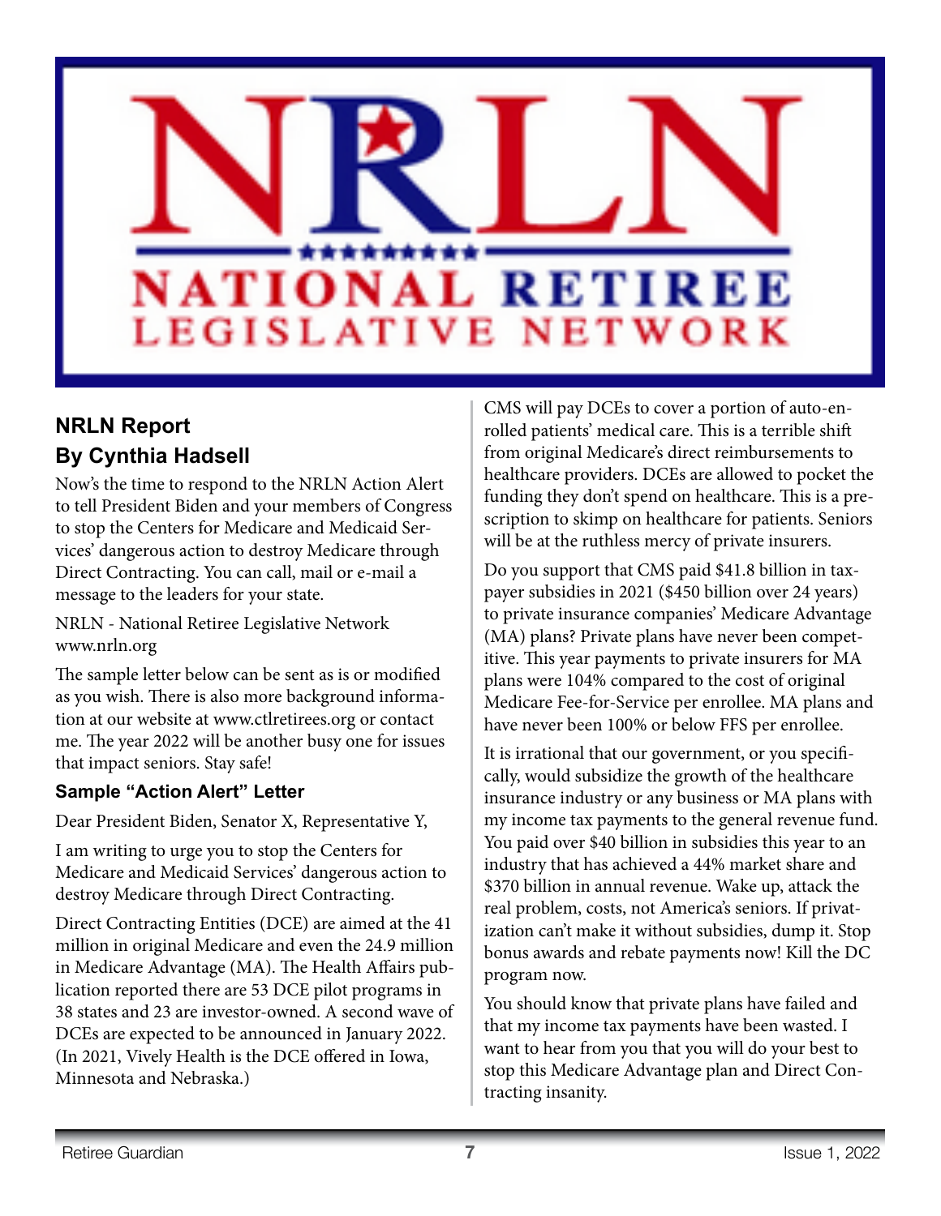# NRLN

NATIONAL RETIREE LEGISLATIVE NETWORK

## NRLN Report
## By Cynthia Hadsell

Now's the time to respond to the NRLN Action Alert to tell President Biden and your members of Congress to stop the Centers for Medicare and Medicaid Services' dangerous action to destroy Medicare through Direct Contracting. You can call, mail or e-mail a message to the leaders for your state.

NRLN - National Retiree Legislative Network
www.nrln.org

The sample letter below can be sent as is or modified as you wish. There is also more background information at our website at www.ctlretirees.org or contact me. The year 2022 will be another busy one for issues that impact seniors. Stay safe!

### Sample "Action Alert" Letter

Dear President Biden, Senator X, Representative Y,

I am writing to urge you to stop the Centers for Medicare and Medicaid Services' dangerous action to destroy Medicare through Direct Contracting.

Direct Contracting Entities (DCE) are aimed at the 41 million in original Medicare and even the 24.9 million in Medicare Advantage (MA). The Health Affairs publication reported there are 53 DCE pilot programs in 38 states and 23 are investor-owned. A second wave of DCEs are expected to be announced in January 2022. (In 2021, Vively Health is the DCE offered in Iowa, Minnesota and Nebraska.)

CMS will pay DCEs to cover a portion of auto-enrolled patients' medical care. This is a terrible shift from original Medicare's direct reimbursements to healthcare providers. DCEs are allowed to pocket the funding they don't spend on healthcare. This is a prescription to skimp on healthcare for patients. Seniors will be at the ruthless mercy of private insurers.

Do you support that CMS paid $41.8 billion in taxpayer subsidies in 2021 ($450 billion over 24 years) to private insurance companies' Medicare Advantage (MA) plans? Private plans have never been competitive. This year payments to private insurers for MA plans were 104% compared to the cost of original Medicare Fee-for-Service per enrollee. MA plans and have never been 100% or below FFS per enrollee.

It is irrational that our government, or you specifically, would subsidize the growth of the healthcare insurance industry or any business or MA plans with my income tax payments to the general revenue fund. You paid over $40 billion in subsidies this year to an industry that has achieved a 44% market share and $370 billion in annual revenue. Wake up, attack the real problem, costs, not America's seniors. If privatization can't make it without subsidies, dump it. Stop bonus awards and rebate payments now! Kill the DC program now.

You should know that private plans have failed and that my income tax payments have been wasted. I want to hear from you that you will do your best to stop this Medicare Advantage plan and Direct Contracting insanity.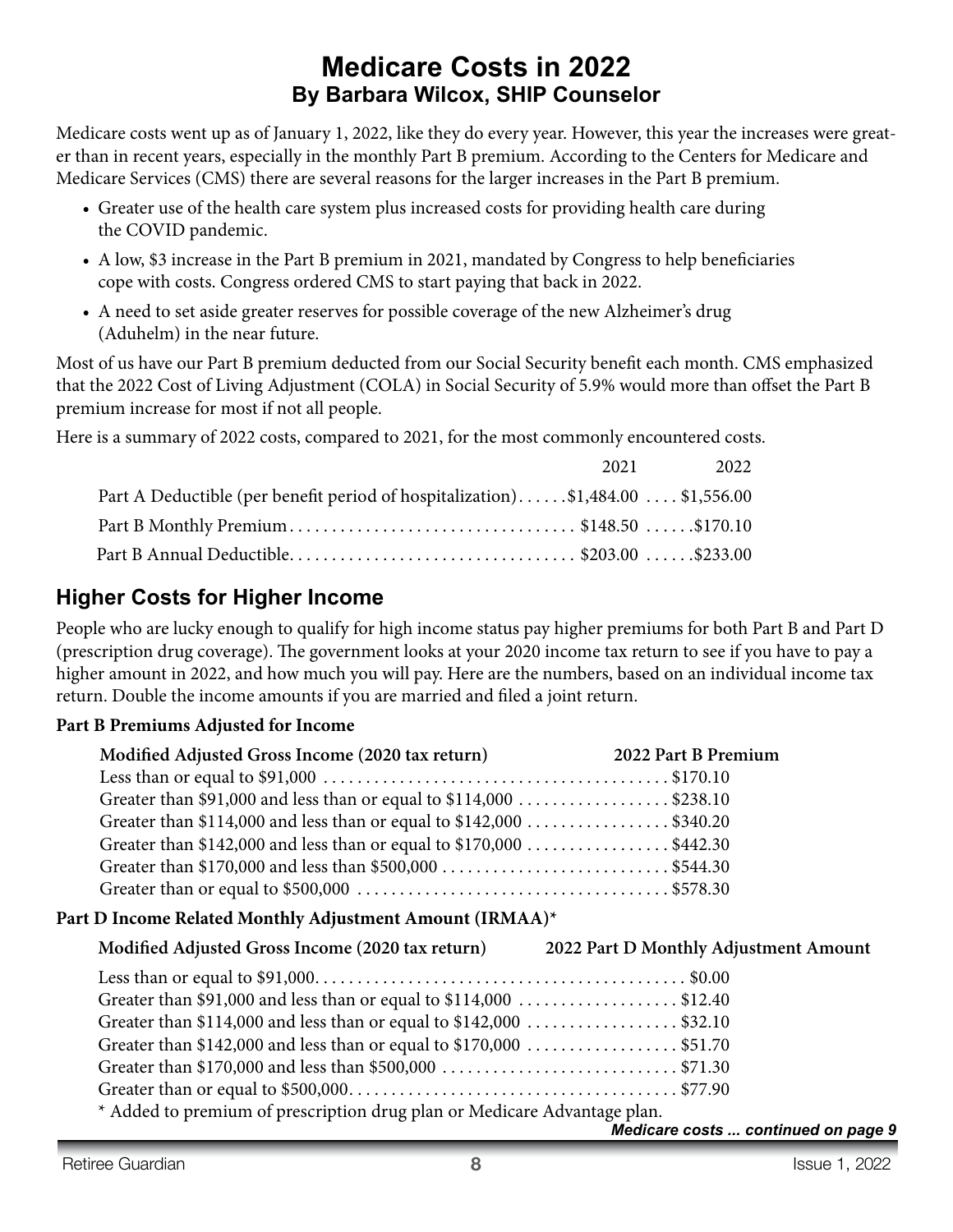# Medicare Costs in 2022

## By Barbara Wilcox, SHIP Counselor

Medicare costs went up as of January 1, 2022, like they do every year. However, this year the increases were greater than in recent years, especially in the monthly Part B premium. According to the Centers for Medicare and Medicare Services (CMS) there are several reasons for the larger increases in the Part B premium.

- Greater use of the health care system plus increased costs for providing health care during the COVID pandemic.
- A low, $3 increase in the Part B premium in 2021, mandated by Congress to help beneficiaries cope with costs. Congress ordered CMS to start paying that back in 2022.
- A need to set aside greater reserves for possible coverage of the new Alzheimer's drug (Aduhelm) in the near future.

Most of us have our Part B premium deducted from our Social Security benefit each month. CMS emphasized that the 2022 Cost of Living Adjustment (COLA) in Social Security of 5.9% would more than offset the Part B premium increase for most if not all people.

Here is a summary of 2022 costs, compared to 2021, for the most commonly encountered costs.

| | 2021 | 2022 |
|---|---|---|
| Part A Deductible (per benefit period of hospitalization) | $1,484.00 | $1,556.00 |
| Part B Monthly Premium | $148.50 | $170.10 |
| Part B Annual Deductible | $203.00 | $233.00 |

## Higher Costs for Higher Income

People who are lucky enough to qualify for high income status pay higher premiums for both Part B and Part D (prescription drug coverage). The government looks at your 2020 income tax return to see if you have to pay a higher amount in 2022, and how much you will pay. Here are the numbers, based on an individual income tax return. Double the income amounts if you are married and filed a joint return.

**Part B Premiums Adjusted for Income**

| Modified Adjusted Gross Income (2020 tax return) | 2022 Part B Premium |
|---|---|
| Less than or equal to $91,000 | $170.10 |
| Greater than $91,000 and less than or equal to $114,000 | $238.10 |
| Greater than $114,000 and less than or equal to $142,000 | $340.20 |
| Greater than $142,000 and less than or equal to $170,000 | $442.30 |
| Greater than $170,000 and less than $500,000 | $544.30 |
| Greater than or equal to $500,000 | $578.30 |

**Part D Income Related Monthly Adjustment Amount (IRMAA)***

| Modified Adjusted Gross Income (2020 tax return) | 2022 Part D Monthly Adjustment Amount |
|---|---|
| Less than or equal to $91,000 | $0.00 |
| Greater than $91,000 and less than or equal to $114,000 | $12.40 |
| Greater than $114,000 and less than or equal to $142,000 | $32.10 |
| Greater than $142,000 and less than or equal to $170,000 | $51.70 |
| Greater than $170,000 and less than $500,000 | $71.30 |
| Greater than or equal to $500,000 | $77.90 |

* Added to premium of prescription drug plan or Medicare Advantage plan.

***Medicare costs ... continued on page 9***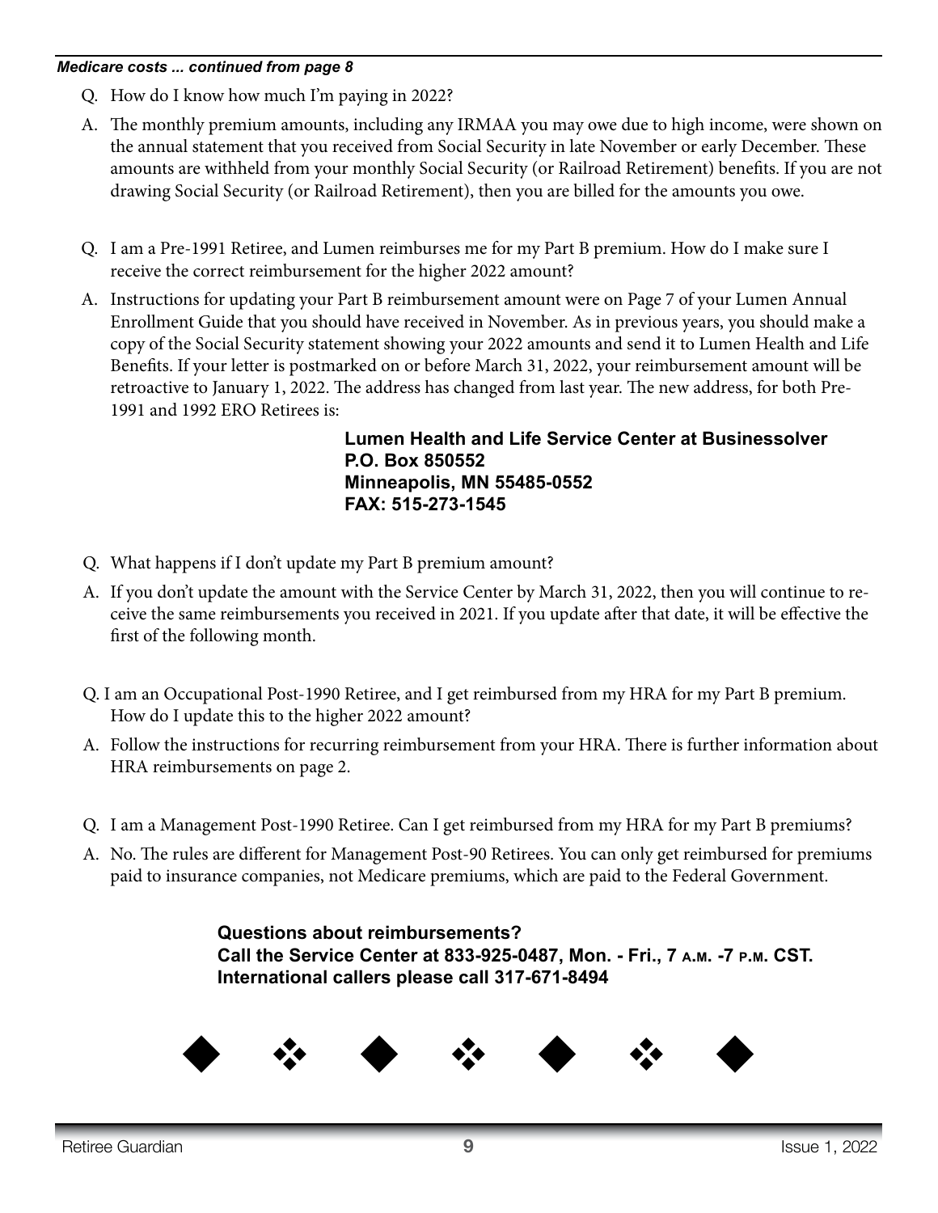***Medicare costs ... continued from page 8***

Q. How do I know how much I'm paying in 2022?

A. The monthly premium amounts, including any IRMAA you may owe due to high income, were shown on the annual statement that you received from Social Security in late November or early December. These amounts are withheld from your monthly Social Security (or Railroad Retirement) benefits. If you are not drawing Social Security (or Railroad Retirement), then you are billed for the amounts you owe.

Q. I am a Pre-1991 Retiree, and Lumen reimburses me for my Part B premium. How do I make sure I receive the correct reimbursement for the higher 2022 amount?

A. Instructions for updating your Part B reimbursement amount were on Page 7 of your Lumen Annual Enrollment Guide that you should have received in November. As in previous years, you should make a copy of the Social Security statement showing your 2022 amounts and send it to Lumen Health and Life Benefits. If your letter is postmarked on or before March 31, 2022, your reimbursement amount will be retroactive to January 1, 2022. The address has changed from last year. The new address, for both Pre-1991 and 1992 ERO Retirees is:

**Lumen Health and Life Service Center at Businessolver**
**P.O. Box 850552**
**Minneapolis, MN 55485-0552**
**FAX: 515-273-1545**

Q. What happens if I don't update my Part B premium amount?

A. If you don't update the amount with the Service Center by March 31, 2022, then you will continue to receive the same reimbursements you received in 2021. If you update after that date, it will be effective the first of the following month.

Q. I am an Occupational Post-1990 Retiree, and I get reimbursed from my HRA for my Part B premium. How do I update this to the higher 2022 amount?

A. Follow the instructions for recurring reimbursement from your HRA. There is further information about HRA reimbursements on page 2.

Q. I am a Management Post-1990 Retiree. Can I get reimbursed from my HRA for my Part B premiums?

A. No. The rules are different for Management Post-90 Retirees. You can only get reimbursed for premiums paid to insurance companies, not Medicare premiums, which are paid to the Federal Government.

**Questions about reimbursements?**
**Call the Service Center at 833-925-0487, Mon. - Fri., 7 A.M. -7 P.M. CST.**
**International callers please call 317-671-8494**

◆ ❖ ◆ ❖ ◆ ❖ ◆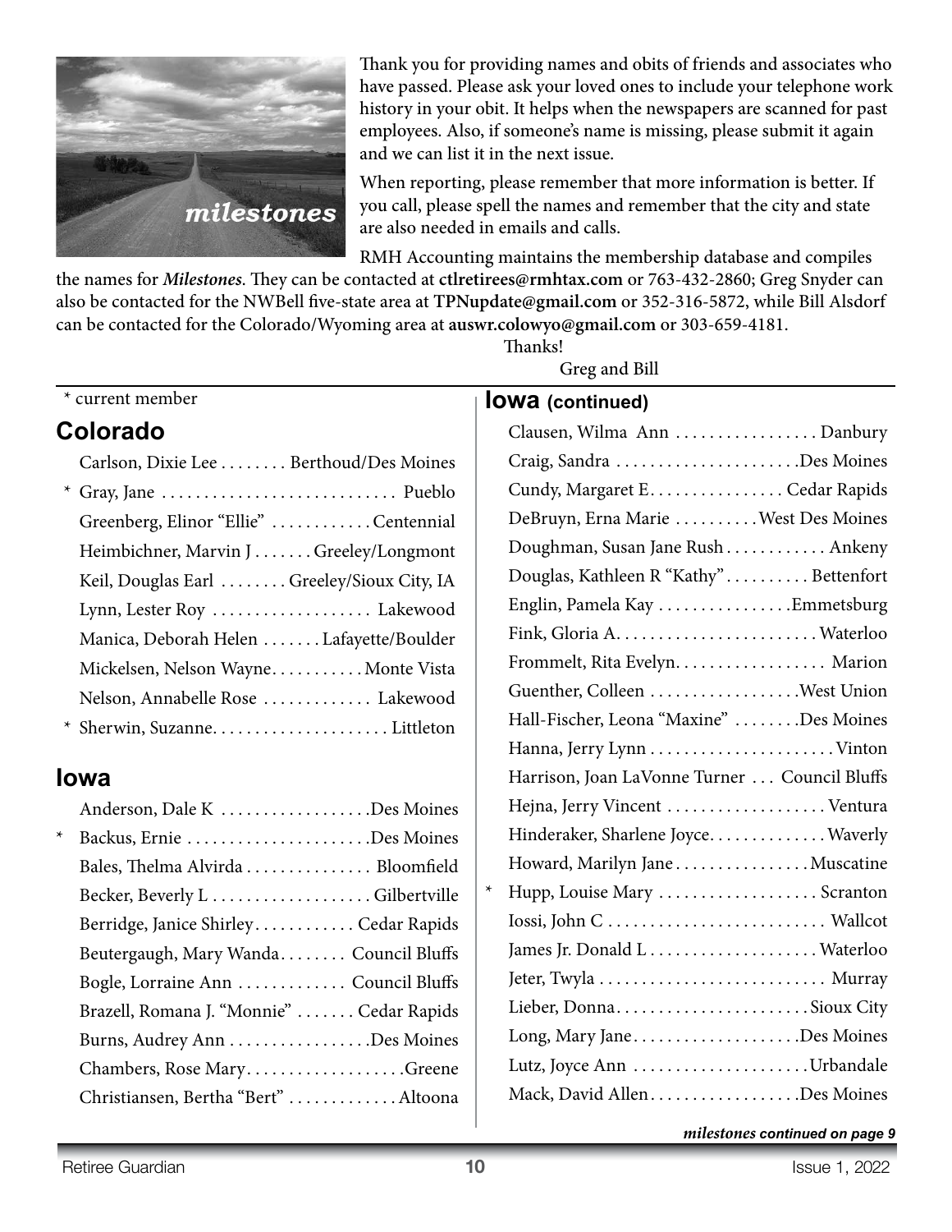milestones

Thank you for providing names and obits of friends and associates who have passed. Please ask your loved ones to include your telephone work history in your obit. It helps when the newspapers are scanned for past employees. Also, if someone's name is missing, please submit it again and we can list it in the next issue.

When reporting, please remember that more information is better. If you call, please spell the names and remember that the city and state are also needed in emails and calls.

RMH Accounting maintains the membership database and compiles the names for ***Milestones***. They can be contacted at **ctlretirees@rmhtax.com** or 763-432-2860; Greg Snyder can also be contacted for the NWBell five-state area at **TPNupdate@gmail.com** or 352-316-5872, while Bill Alsdorf can be contacted for the Colorado/Wyoming area at **auswr.colowyo@gmail.com** or 303-659-4181.

Thanks!
Greg and Bill

\* current member

## Colorado

- Carlson, Dixie Lee . . . . . . . . Berthoud/Des Moines
- \* Gray, Jane . . . . . . . . . . . . . . . . . . . . . . . . . . . . Pueblo
- Greenberg, Elinor "Ellie" . . . . . . . . . . . . Centennial
- Heimbichner, Marvin J . . . . . . . Greeley/Longmont
- Keil, Douglas Earl . . . . . . . . Greeley/Sioux City, IA
- Lynn, Lester Roy . . . . . . . . . . . . . . . . . . . Lakewood
- Manica, Deborah Helen . . . . . . . Lafayette/Boulder
- Mickelsen, Nelson Wayne. . . . . . . . . . . Monte Vista
- Nelson, Annabelle Rose . . . . . . . . . . . . . Lakewood
- \* Sherwin, Suzanne. . . . . . . . . . . . . . . . . . . . . Littleton

## Iowa

- Anderson, Dale K . . . . . . . . . . . . . . . . . .Des Moines
- \* Backus, Ernie . . . . . . . . . . . . . . . . . . . . . .Des Moines
- Bales, Thelma Alvirda . . . . . . . . . . . . . . . Bloomfield
- Becker, Beverly L . . . . . . . . . . . . . . . . . . . Gilbertville
- Berridge, Janice Shirley. . . . . . . . . . . . Cedar Rapids
- Beutergaugh, Mary Wanda. . . . . . . . Council Bluffs
- Bogle, Lorraine Ann . . . . . . . . . . . . . Council Bluffs
- Brazell, Romana J. "Monnie" . . . . . . . Cedar Rapids
- Burns, Audrey Ann . . . . . . . . . . . . . . . . .Des Moines
- Chambers, Rose Mary. . . . . . . . . . . . . . . . . . .Greene
- Christiansen, Bertha "Bert" . . . . . . . . . . . . . Altoona

## Iowa (continued)

- Clausen, Wilma Ann . . . . . . . . . . . . . . . . . Danbury
- Craig, Sandra . . . . . . . . . . . . . . . . . . . . . .Des Moines
- Cundy, Margaret E. . . . . . . . . . . . . . . . Cedar Rapids
- DeBruyn, Erna Marie . . . . . . . . . .West Des Moines
- Doughman, Susan Jane Rush . . . . . . . . . . . . Ankeny
- Douglas, Kathleen R "Kathy" . . . . . . . . . . Bettenfort
- Englin, Pamela Kay . . . . . . . . . . . . . . . .Emmetsburg
- Fink, Gloria A. . . . . . . . . . . . . . . . . . . . . . . . . Waterloo
- Frommelt, Rita Evelyn. . . . . . . . . . . . . . . . . . Marion
- Guenther, Colleen . . . . . . . . . . . . . . . . . .West Union
- Hall-Fischer, Leona "Maxine" . . . . . . . .Des Moines
- Hanna, Jerry Lynn . . . . . . . . . . . . . . . . . . . . . . Vinton
- Harrison, Joan LaVonne Turner . . . Council Bluffs
- Hejna, Jerry Vincent . . . . . . . . . . . . . . . . . . . Ventura
- Hinderaker, Sharlene Joyce. . . . . . . . . . . . . . Waverly
- Howard, Marilyn Jane . . . . . . . . . . . . . . . . Muscatine
- \* Hupp, Louise Mary . . . . . . . . . . . . . . . . . . . Scranton
- Iossi, John C . . . . . . . . . . . . . . . . . . . . . . . . . . Wallcot
- James Jr. Donald L . . . . . . . . . . . . . . . . . . . . Waterloo
- Jeter, Twyla . . . . . . . . . . . . . . . . . . . . . . . . . . . Murray
- Lieber, Donna. . . . . . . . . . . . . . . . . . . . . . . Sioux City
- Long, Mary Jane. . . . . . . . . . . . . . . . . . . .Des Moines
- Lutz, Joyce Ann . . . . . . . . . . . . . . . . . . . . . Urbandale
- Mack, David Allen. . . . . . . . . . . . . . . . . .Des Moines

***milestones continued on page 9***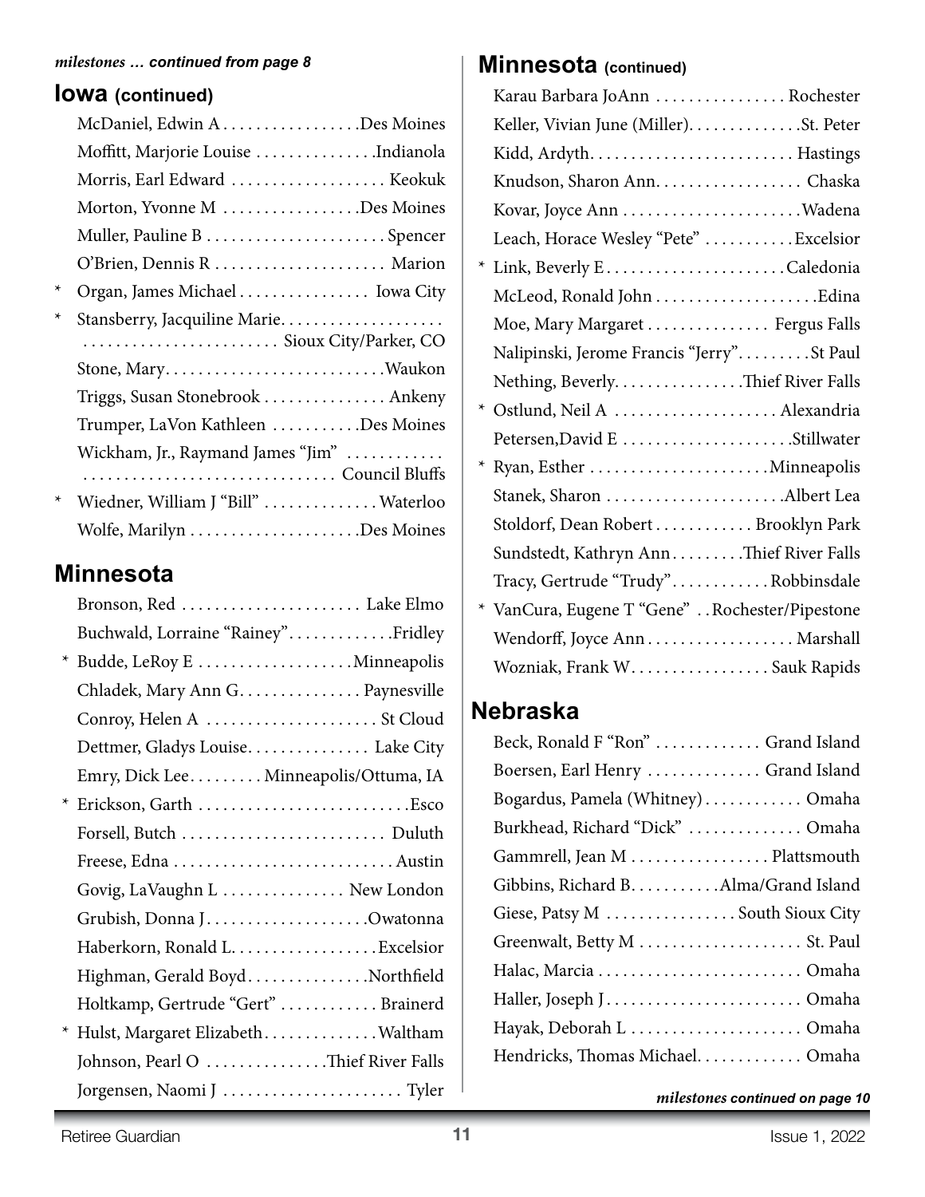*milestones … continued from page 8*

## Iowa (continued)

- McDaniel, Edwin A ................. Des Moines
- Moffitt, Marjorie Louise ............... Indianola
- Morris, Earl Edward ................... Keokuk
- Morton, Yvonne M ................. Des Moines
- Muller, Pauline B ...................... Spencer
- O'Brien, Dennis R ..................... Marion
- \* Organ, James Michael ................ Iowa City
- \* Stansberry, Jacquiline Marie.................... ........................ Sioux City/Parker, CO
- Stone, Mary........................... Waukon
- Triggs, Susan Stonebrook ............... Ankeny
- Trumper, LaVon Kathleen ........... Des Moines
- Wickham, Jr., Raymand James "Jim" ............ ............................... Council Bluffs
- \* Wiedner, William J "Bill" .............. Waterloo
- Wolfe, Marilyn ..................... Des Moines

## Minnesota

- Bronson, Red ...................... Lake Elmo
- Buchwald, Lorraine "Rainey"............. Fridley
- \* Budde, LeRoy E ................... Minneapolis
- Chladek, Mary Ann G............... Paynesville
- Conroy, Helen A ..................... St Cloud
- Dettmer, Gladys Louise............... Lake City
- Emry, Dick Lee......... Minneapolis/Ottuma, IA
- \* Erickson, Garth .......................... Esco
- Forsell, Butch ......................... Duluth
- Freese, Edna ........................... Austin
- Govig, LaVaughn L ............... New London
- Grubish, Donna J.................... Owatonna
- Haberkorn, Ronald L.................. Excelsior
- Highman, Gerald Boyd............... Northfield
- Holtkamp, Gertrude "Gert" ............ Brainerd
- \* Hulst, Margaret Elizabeth............. Waltham
- Johnson, Pearl O .............. Thief River Falls
- Jorgensen, Naomi J ...................... Tyler

## Minnesota (continued)

- Karau Barbara JoAnn ................ Rochester
- Keller, Vivian June (Miller).............. St. Peter
- Kidd, Ardyth......................... Hastings
- Knudson, Sharon Ann.................. Chaska
- Kovar, Joyce Ann ...................... Wadena
- Leach, Horace Wesley "Pete" ........... Excelsior
- \* Link, Beverly E ...................... Caledonia
- McLeod, Ronald John .................... Edina
- Moe, Mary Margaret ............... Fergus Falls
- Nalipinski, Jerome Francis "Jerry"......... St Paul
- Nething, Beverly............... Thief River Falls
- \* Ostlund, Neil A .................... Alexandria
- Petersen,David E ..................... Stillwater
- \* Ryan, Esther ...................... Minneapolis
- Stanek, Sharon ...................... Albert Lea
- Stoldorf, Dean Robert ............ Brooklyn Park
- Sundstedt, Kathryn Ann......... Thief River Falls
- Tracy, Gertrude "Trudy"............ Robbinsdale
- \* VanCura, Eugene T "Gene" .. Rochester/Pipestone
- Wendorff, Joyce Ann .................. Marshall
- Wozniak, Frank W................. Sauk Rapids

## Nebraska

- Beck, Ronald F "Ron" ............. Grand Island
- Boersen, Earl Henry .............. Grand Island
- Bogardus, Pamela (Whitney) ............ Omaha
- Burkhead, Richard "Dick" .............. Omaha
- Gammrell, Jean M ................. Plattsmouth
- Gibbins, Richard B........... Alma/Grand Island
- Giese, Patsy M ................ South Sioux City
- Greenwalt, Betty M .................... St. Paul
- Halac, Marcia ......................... Omaha
- Haller, Joseph J ........................ Omaha
- Hayak, Deborah L ..................... Omaha
- Hendricks, Thomas Michael............. Omaha

*milestones continued on page 10*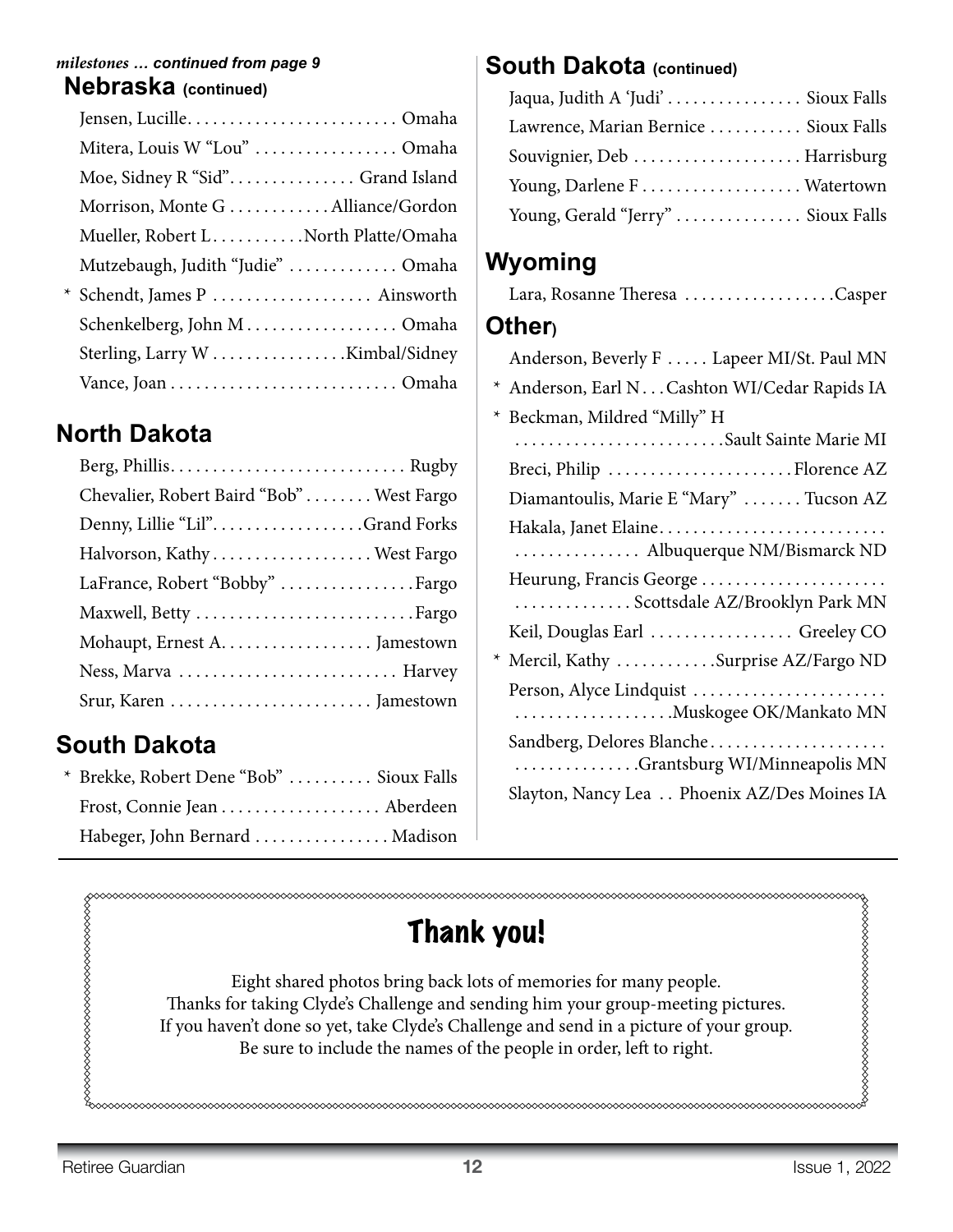*milestones … continued from page 9*

## Nebraska (continued)

- Jensen, Lucille . . . . . . . . . . . . . . . . . . . . . . . . Omaha
- Mitera, Louis W "Lou" . . . . . . . . . . . . . . . . . Omaha
- Moe, Sidney R "Sid" . . . . . . . . . . . . . . . Grand Island
- Morrison, Monte G . . . . . . . . . . . . Alliance/Gordon
- Mueller, Robert L . . . . . . . . . . North Platte/Omaha
- Mutzebaugh, Judith "Judie" . . . . . . . . . . . . . Omaha
- \* Schendt, James P . . . . . . . . . . . . . . . . . . . Ainsworth
- Schenkelberg, John M . . . . . . . . . . . . . . . . . . Omaha
- Sterling, Larry W . . . . . . . . . . . . . . . . Kimbal/Sidney
- Vance, Joan . . . . . . . . . . . . . . . . . . . . . . . . . . . Omaha

## North Dakota

- Berg, Phillis . . . . . . . . . . . . . . . . . . . . . . . . . . . . Rugby
- Chevalier, Robert Baird "Bob" . . . . . . . . West Fargo
- Denny, Lillie "Lil" . . . . . . . . . . . . . . . . . . Grand Forks
- Halvorson, Kathy . . . . . . . . . . . . . . . . . . . West Fargo
- LaFrance, Robert "Bobby" . . . . . . . . . . . . . . . . Fargo
- Maxwell, Betty . . . . . . . . . . . . . . . . . . . . . . . . . . Fargo
- Mohaupt, Ernest A. . . . . . . . . . . . . . . . . . . Jamestown
- Ness, Marva . . . . . . . . . . . . . . . . . . . . . . . . . . Harvey
- Srur, Karen . . . . . . . . . . . . . . . . . . . . . . . . Jamestown

## South Dakota

- \* Brekke, Robert Dene "Bob" . . . . . . . . . . Sioux Falls
- Frost, Connie Jean . . . . . . . . . . . . . . . . . . . Aberdeen
- Habeger, John Bernard . . . . . . . . . . . . . . . . Madison

## South Dakota (continued)

- Jaqua, Judith A 'Judi' . . . . . . . . . . . . . . . . Sioux Falls
- Lawrence, Marian Bernice . . . . . . . . . . . Sioux Falls
- Souvignier, Deb . . . . . . . . . . . . . . . . . . . . Harrisburg
- Young, Darlene F . . . . . . . . . . . . . . . . . . . Watertown
- Young, Gerald "Jerry" . . . . . . . . . . . . . . . Sioux Falls

## Wyoming

- Lara, Rosanne Theresa . . . . . . . . . . . . . . . . . . Casper

## Other)

- Anderson, Beverly F . . . . . Lapeer MI/St. Paul MN
- \* Anderson, Earl N . . . Cashton WI/Cedar Rapids IA
- \* Beckman, Mildred "Milly" H . . . . . . . . . . . . . . . . . . . . . . . . . Sault Sainte Marie MI
- Breci, Philip . . . . . . . . . . . . . . . . . . . . . . Florence AZ
- Diamantoulis, Marie E "Mary" . . . . . . . Tucson AZ
- Hakala, Janet Elaine . . . . . . . . . . . . . . . . . . . . . . . . . . . . . . . . . . . . . . . . . Albuquerque NM/Bismarck ND
- Heurung, Francis George . . . . . . . . . . . . . . . . . . . . . . . . . . . . . . . . . . . . Scottsdale AZ/Brooklyn Park MN
- Keil, Douglas Earl . . . . . . . . . . . . . . . . . Greeley CO
- \* Mercil, Kathy . . . . . . . . . . . . Surprise AZ/Fargo ND
- Person, Alyce Lindquist . . . . . . . . . . . . . . . . . . . . . . . . . . . . . . . . . . . . . . . . . Muskogee OK/Mankato MN
- Sandberg, Delores Blanche . . . . . . . . . . . . . . . . . . . . . . . . . . . . . . . . . . . . Grantsburg WI/Minneapolis MN
- Slayton, Nancy Lea . . Phoenix AZ/Des Moines IA

## Thank you!

Eight shared photos bring back lots of memories for many people.
Thanks for taking Clyde's Challenge and sending him your group-meeting pictures.
If you haven't done so yet, take Clyde's Challenge and send in a picture of your group.
Be sure to include the names of the people in order, left to right.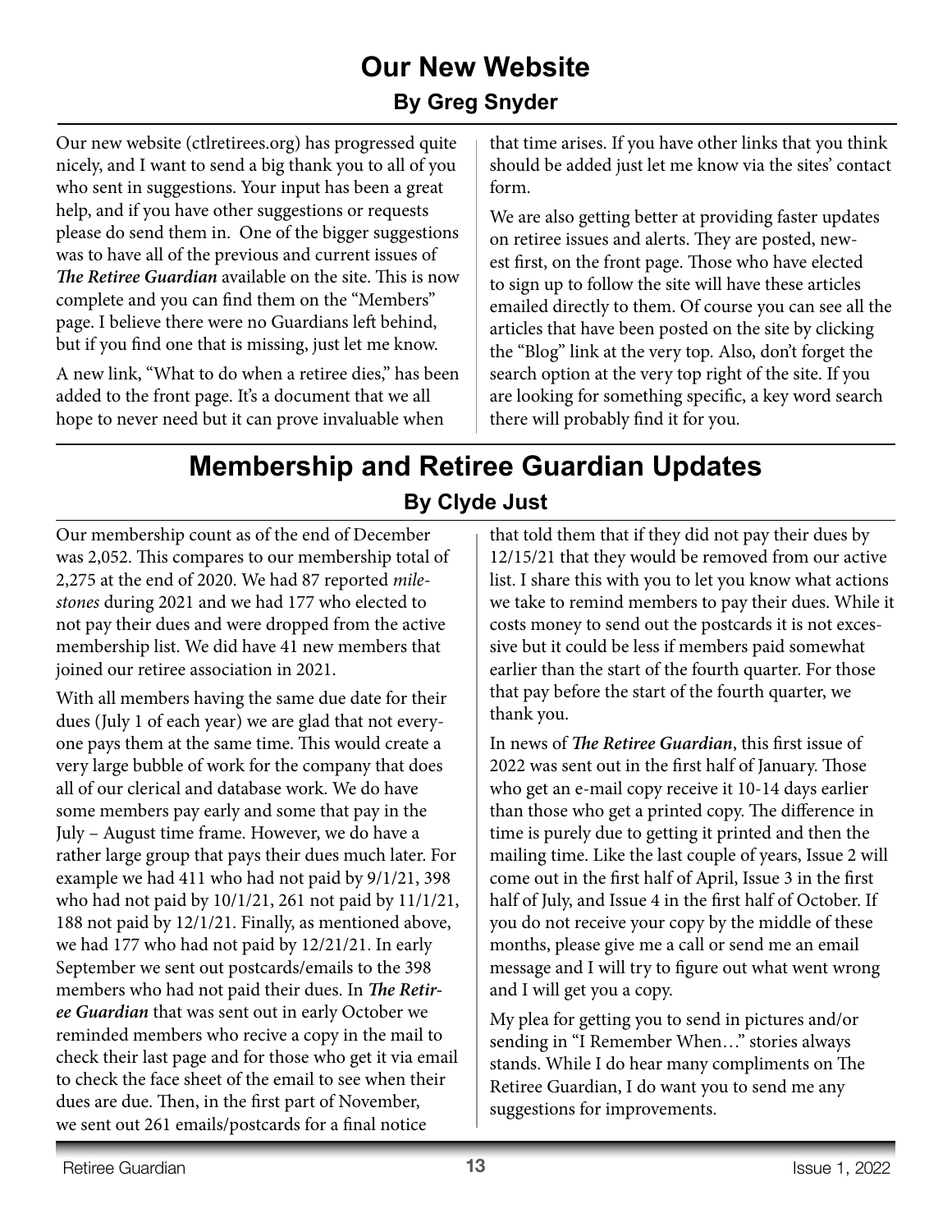# Our New Website

### By Greg Snyder

Our new website (ctlretirees.org) has progressed quite nicely, and I want to send a big thank you to all of you who sent in suggestions. Your input has been a great help, and if you have other suggestions or requests please do send them in. One of the bigger suggestions was to have all of the previous and current issues of ***The Retiree Guardian*** available on the site. This is now complete and you can find them on the "Members" page. I believe there were no Guardians left behind, but if you find one that is missing, just let me know.

A new link, "What to do when a retiree dies," has been added to the front page. It's a document that we all hope to never need but it can prove invaluable when that time arises. If you have other links that you think should be added just let me know via the sites' contact form.

We are also getting better at providing faster updates on retiree issues and alerts. They are posted, newest first, on the front page. Those who have elected to sign up to follow the site will have these articles emailed directly to them. Of course you can see all the articles that have been posted on the site by clicking the "Blog" link at the very top. Also, don't forget the search option at the very top right of the site. If you are looking for something specific, a key word search there will probably find it for you.

# Membership and Retiree Guardian Updates

### By Clyde Just

Our membership count as of the end of December was 2,052. This compares to our membership total of 2,275 at the end of 2020. We had 87 reported *milestones* during 2021 and we had 177 who elected to not pay their dues and were dropped from the active membership list. We did have 41 new members that joined our retiree association in 2021.

With all members having the same due date for their dues (July 1 of each year) we are glad that not everyone pays them at the same time. This would create a very large bubble of work for the company that does all of our clerical and database work. We do have some members pay early and some that pay in the July – August time frame. However, we do have a rather large group that pays their dues much later. For example we had 411 who had not paid by 9/1/21, 398 who had not paid by 10/1/21, 261 not paid by 11/1/21, 188 not paid by 12/1/21. Finally, as mentioned above, we had 177 who had not paid by 12/21/21. In early September we sent out postcards/emails to the 398 members who had not paid their dues. In ***The Retiree Guardian*** that was sent out in early October we reminded members who recive a copy in the mail to check their last page and for those who get it via email to check the face sheet of the email to see when their dues are due. Then, in the first part of November, we sent out 261 emails/postcards for a final notice that told them that if they did not pay their dues by 12/15/21 that they would be removed from our active list. I share this with you to let you know what actions we take to remind members to pay their dues. While it costs money to send out the postcards it is not excessive but it could be less if members paid somewhat earlier than the start of the fourth quarter. For those that pay before the start of the fourth quarter, we thank you.

In news of ***The Retiree Guardian***, this first issue of 2022 was sent out in the first half of January. Those who get an e-mail copy receive it 10-14 days earlier than those who get a printed copy. The difference in time is purely due to getting it printed and then the mailing time. Like the last couple of years, Issue 2 will come out in the first half of April, Issue 3 in the first half of July, and Issue 4 in the first half of October. If you do not receive your copy by the middle of these months, please give me a call or send me an email message and I will try to figure out what went wrong and I will get you a copy.

My plea for getting you to send in pictures and/or sending in "I Remember When…" stories always stands. While I do hear many compliments on The Retiree Guardian, I do want you to send me any suggestions for improvements.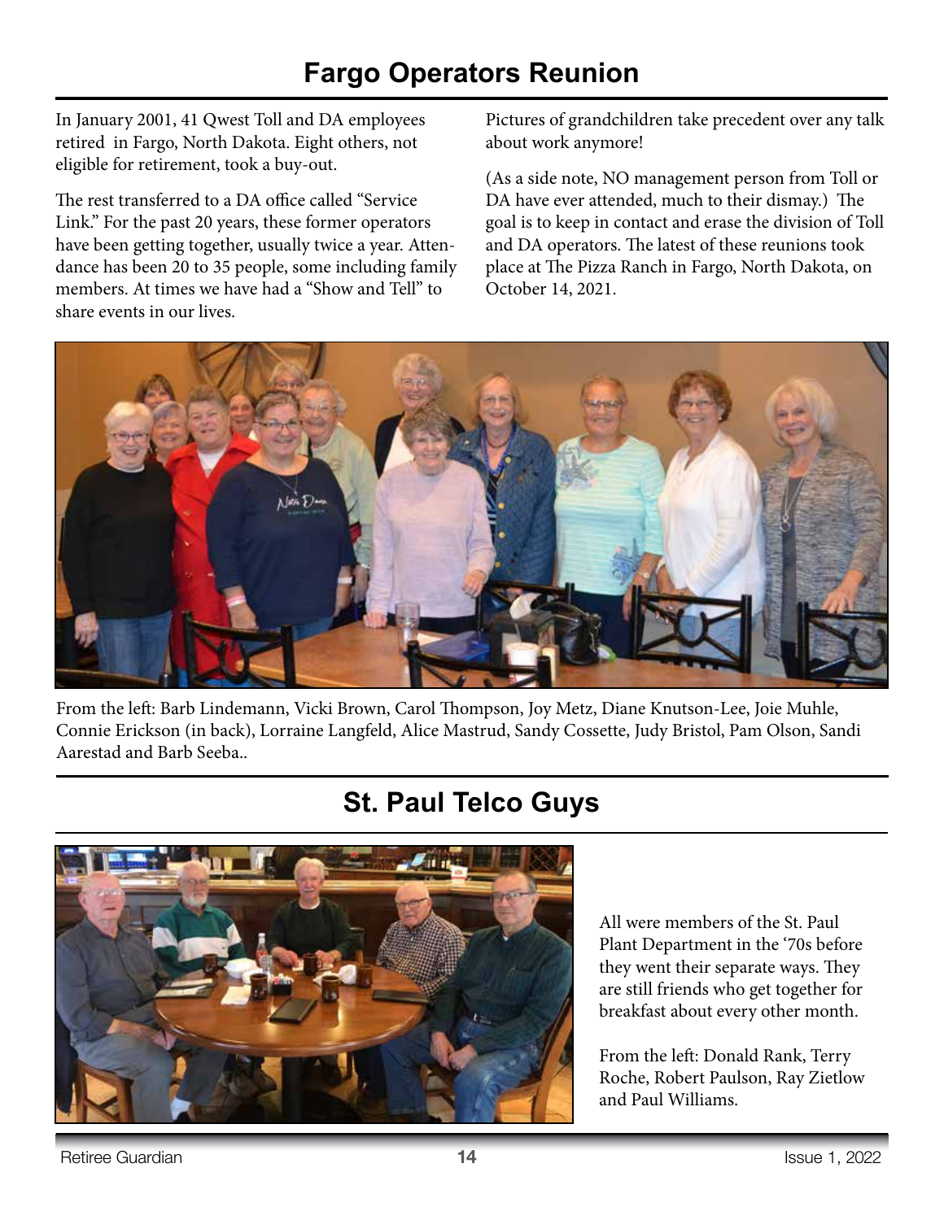# Fargo Operators Reunion

In January 2001, 41 Qwest Toll and DA employees retired in Fargo, North Dakota. Eight others, not eligible for retirement, took a buy-out.

The rest transferred to a DA office called "Service Link." For the past 20 years, these former operators have been getting together, usually twice a year. Attendance has been 20 to 35 people, some including family members. At times we have had a "Show and Tell" to share events in our lives.

Pictures of grandchildren take precedent over any talk about work anymore!

(As a side note, NO management person from Toll or DA have ever attended, much to their dismay.) The goal is to keep in contact and erase the division of Toll and DA operators. The latest of these reunions took place at The Pizza Ranch in Fargo, North Dakota, on October 14, 2021.

From the left: Barb Lindemann, Vicki Brown, Carol Thompson, Joy Metz, Diane Knutson-Lee, Joie Muhle, Connie Erickson (in back), Lorraine Langfeld, Alice Mastrud, Sandy Cossette, Judy Bristol, Pam Olson, Sandi Aarestad and Barb Seeba..

# St. Paul Telco Guys

All were members of the St. Paul Plant Department in the '70s before they went their separate ways. They are still friends who get together for breakfast about every other month.

From the left: Donald Rank, Terry Roche, Robert Paulson, Ray Zietlow and Paul Williams.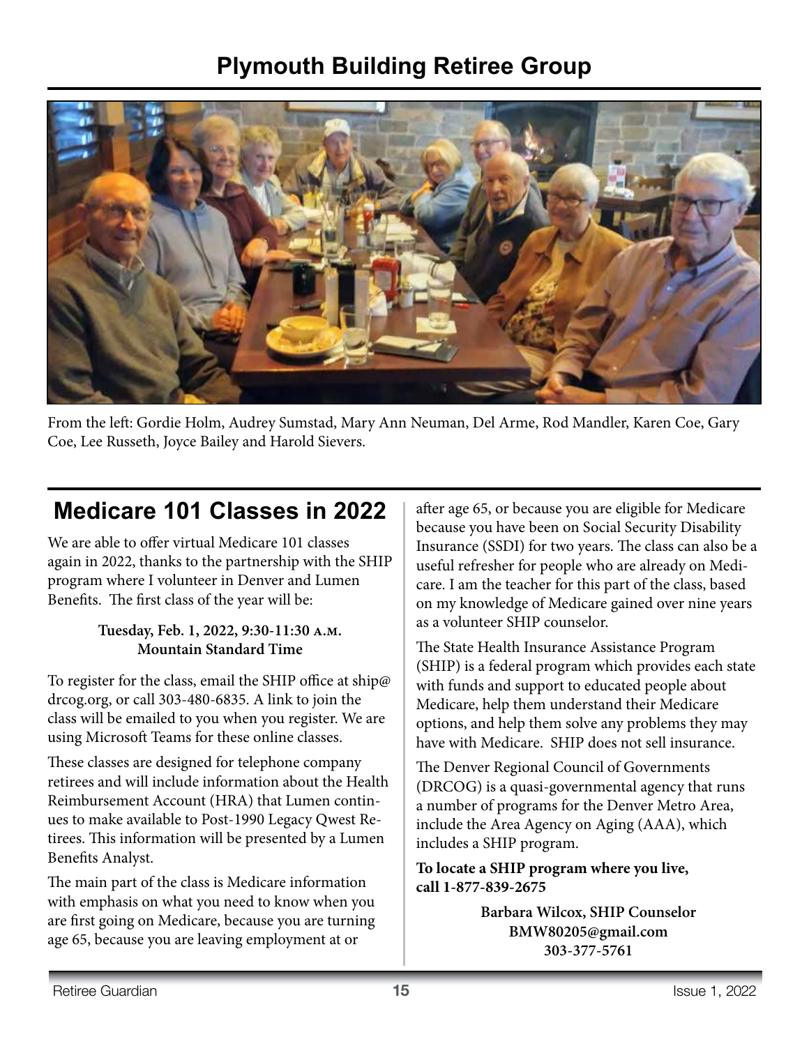# Plymouth Building Retiree Group

From the left: Gordie Holm, Audrey Sumstad, Mary Ann Neuman, Del Arme, Rod Mandler, Karen Coe, Gary Coe, Lee Russeth, Joyce Bailey and Harold Sievers.

## Medicare 101 Classes in 2022

We are able to offer virtual Medicare 101 classes again in 2022, thanks to the partnership with the SHIP program where I volunteer in Denver and Lumen Benefits. The first class of the year will be:

**Tuesday, Feb. 1, 2022, 9:30-11:30 A.M.**
**Mountain Standard Time**

To register for the class, email the SHIP office at ship@drcog.org, or call 303-480-6835. A link to join the class will be emailed to you when you register. We are using Microsoft Teams for these online classes.

These classes are designed for telephone company retirees and will include information about the Health Reimbursement Account (HRA) that Lumen continues to make available to Post-1990 Legacy Qwest Retirees. This information will be presented by a Lumen Benefits Analyst.

The main part of the class is Medicare information with emphasis on what you need to know when you are first going on Medicare, because you are turning age 65, because you are leaving employment at or after age 65, or because you are eligible for Medicare because you have been on Social Security Disability Insurance (SSDI) for two years. The class can also be a useful refresher for people who are already on Medicare. I am the teacher for this part of the class, based on my knowledge of Medicare gained over nine years as a volunteer SHIP counselor.

The State Health Insurance Assistance Program (SHIP) is a federal program which provides each state with funds and support to educated people about Medicare, help them understand their Medicare options, and help them solve any problems they may have with Medicare. SHIP does not sell insurance.

The Denver Regional Council of Governments (DRCOG) is a quasi-governmental agency that runs a number of programs for the Denver Metro Area, include the Area Agency on Aging (AAA), which includes a SHIP program.

**To locate a SHIP program where you live, call 1-877-839-2675**

**Barbara Wilcox, SHIP Counselor**
**BMW80205@gmail.com**
**303-377-5761**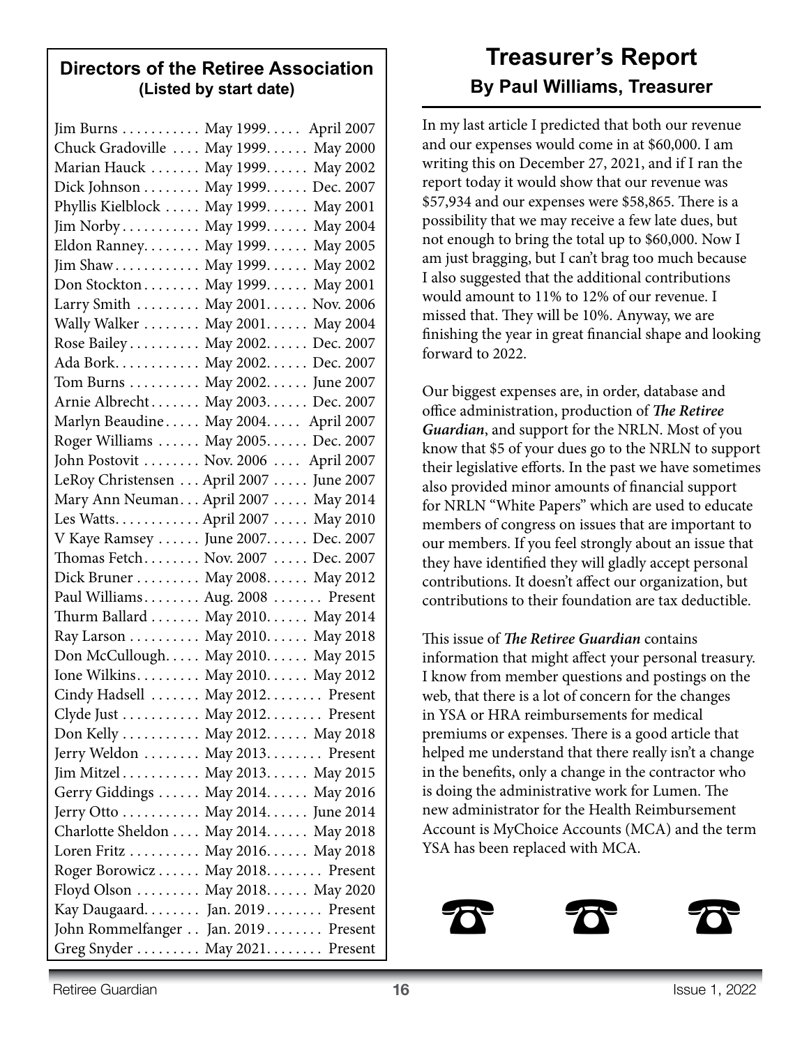## Directors of the Retiree Association
**(Listed by start date)**

| Name | Start | End |
|---|---|---|
| Jim Burns | May 1999 | April 2007 |
| Chuck Gradoville | May 1999 | May 2000 |
| Marian Hauck | May 1999 | May 2002 |
| Dick Johnson | May 1999 | Dec. 2007 |
| Phyllis Kielblock | May 1999 | May 2001 |
| Jim Norby | May 1999 | May 2004 |
| Eldon Ranney | May 1999 | May 2005 |
| Jim Shaw | May 1999 | May 2002 |
| Don Stockton | May 1999 | May 2001 |
| Larry Smith | May 2001 | Nov. 2006 |
| Wally Walker | May 2001 | May 2004 |
| Rose Bailey | May 2002 | Dec. 2007 |
| Ada Bork | May 2002 | Dec. 2007 |
| Tom Burns | May 2002 | June 2007 |
| Arnie Albrecht | May 2003 | Dec. 2007 |
| Marlyn Beaudine | May 2004 | April 2007 |
| Roger Williams | May 2005 | Dec. 2007 |
| John Postovit | Nov. 2006 | April 2007 |
| LeRoy Christensen | April 2007 | June 2007 |
| Mary Ann Neuman | April 2007 | May 2014 |
| Les Watts | April 2007 | May 2010 |
| V Kaye Ramsey | June 2007 | Dec. 2007 |
| Thomas Fetch | Nov. 2007 | Dec. 2007 |
| Dick Bruner | May 2008 | May 2012 |
| Paul Williams | Aug. 2008 | Present |
| Thurm Ballard | May 2010 | May 2014 |
| Ray Larson | May 2010 | May 2018 |
| Don McCullough | May 2010 | May 2015 |
| Ione Wilkins | May 2010 | May 2012 |
| Cindy Hadsell | May 2012 | Present |
| Clyde Just | May 2012 | Present |
| Don Kelly | May 2012 | May 2018 |
| Jerry Weldon | May 2013 | Present |
| Jim Mitzel | May 2013 | May 2015 |
| Gerry Giddings | May 2014 | May 2016 |
| Jerry Otto | May 2014 | June 2014 |
| Charlotte Sheldon | May 2014 | May 2018 |
| Loren Fritz | May 2016 | May 2018 |
| Roger Borowicz | May 2018 | Present |
| Floyd Olson | May 2018 | May 2020 |
| Kay Daugaard | Jan. 2019 | Present |
| John Rommelfanger | Jan. 2019 | Present |
| Greg Snyder | May 2021 | Present |

# Treasurer's Report
### By Paul Williams, Treasurer

In my last article I predicted that both our revenue and our expenses would come in at $60,000. I am writing this on December 27, 2021, and if I ran the report today it would show that our revenue was $57,934 and our expenses were $58,865. There is a possibility that we may receive a few late dues, but not enough to bring the total up to $60,000. Now I am just bragging, but I can't brag too much because I also suggested that the additional contributions would amount to 11% to 12% of our revenue. I missed that. They will be 10%. Anyway, we are finishing the year in great financial shape and looking forward to 2022.

Our biggest expenses are, in order, database and office administration, production of ***The Retiree Guardian***, and support for the NRLN. Most of you know that $5 of your dues go to the NRLN to support their legislative efforts. In the past we have sometimes also provided minor amounts of financial support for NRLN "White Papers" which are used to educate members of congress on issues that are important to our members. If you feel strongly about an issue that they have identified they will gladly accept personal contributions. It doesn't affect our organization, but contributions to their foundation are tax deductible.

This issue of ***The Retiree Guardian*** contains information that might affect your personal treasury. I know from member questions and postings on the web, that there is a lot of concern for the changes in YSA or HRA reimbursements for medical premiums or expenses. There is a good article that helped me understand that there really isn't a change in the benefits, only a change in the contractor who is doing the administrative work for Lumen. The new administrator for the Health Reimbursement Account is MyChoice Accounts (MCA) and the term YSA has been replaced with MCA.

☎ ☎ ☎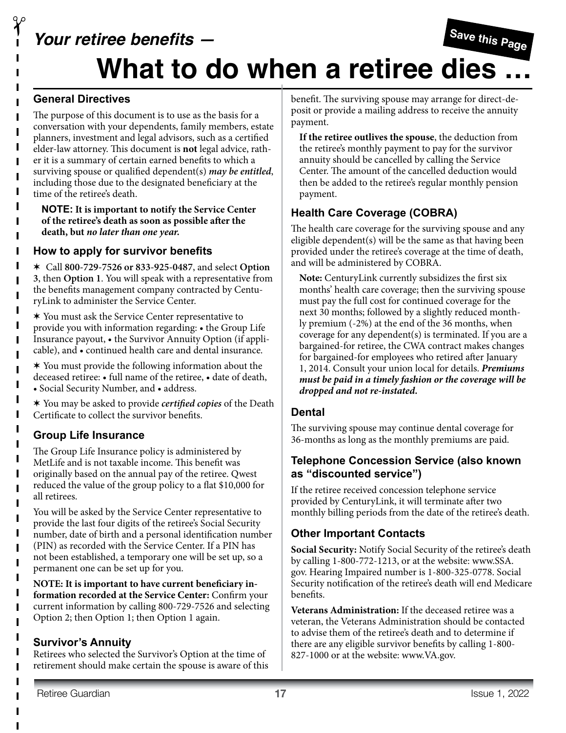*Your retiree benefits —*

**Save this Page**

# What to do when a retiree dies …

## General Directives

The purpose of this document is to use as the basis for a conversation with your dependents, family members, estate planners, investment and legal advisors, such as a certified elder-law attorney. This document is **not** legal advice, rather it is a summary of certain earned benefits to which a surviving spouse or qualified dependent(s) ***may be entitled***, including those due to the designated beneficiary at the time of the retiree's death.

> **NOTE: It is important to notify the Service Center of the retiree's death as soon as possible after the death, but *no later than one year.***

## How to apply for survivor benefits

✶ Call **800-729-7526 or 833-925-0487**, and select **Option 3**, then **Option 1**. You will speak with a representative from the benefits management company contracted by CenturyLink to administer the Service Center.

✶ You must ask the Service Center representative to provide you with information regarding: • the Group Life Insurance payout, • the Survivor Annuity Option (if applicable), and • continued health care and dental insurance.

✶ You must provide the following information about the deceased retiree: • full name of the retiree, • date of death, • Social Security Number, and • address.

✶ You may be asked to provide ***certified copies*** of the Death Certificate to collect the survivor benefits.

## Group Life Insurance

The Group Life Insurance policy is administered by MetLife and is not taxable income. This benefit was originally based on the annual pay of the retiree. Qwest reduced the value of the group policy to a flat $10,000 for all retirees.

You will be asked by the Service Center representative to provide the last four digits of the retiree's Social Security number, date of birth and a personal identification number (PIN) as recorded with the Service Center. If a PIN has not been established, a temporary one will be set up, so a permanent one can be set up for you.

**NOTE: It is important to have current beneficiary information recorded at the Service Center:** Confirm your current information by calling 800-729-7526 and selecting Option 2; then Option 1; then Option 1 again.

## Survivor's Annuity

Retirees who selected the Survivor's Option at the time of retirement should make certain the spouse is aware of this benefit. The surviving spouse may arrange for direct-deposit or provide a mailing address to receive the annuity payment.

> **If the retiree outlives the spouse**, the deduction from the retiree's monthly payment to pay for the survivor annuity should be cancelled by calling the Service Center. The amount of the cancelled deduction would then be added to the retiree's regular monthly pension payment.

## Health Care Coverage (COBRA)

The health care coverage for the surviving spouse and any eligible dependent(s) will be the same as that having been provided under the retiree's coverage at the time of death, and will be administered by COBRA.

> **Note:** CenturyLink currently subsidizes the first six months' health care coverage; then the surviving spouse must pay the full cost for continued coverage for the next 30 months; followed by a slightly reduced monthly premium (-2%) at the end of the 36 months, when coverage for any dependent(s) is terminated. If you are a bargained-for retiree, the CWA contract makes changes for bargained-for employees who retired after January 1, 2014. Consult your union local for details. ***Premiums must be paid in a timely fashion or the coverage will be dropped and not re-instated.***

## Dental

The surviving spouse may continue dental coverage for 36-months as long as the monthly premiums are paid.

## Telephone Concession Service (also known as "discounted service")

If the retiree received concession telephone service provided by CenturyLink, it will terminate after two monthly billing periods from the date of the retiree's death.

## Other Important Contacts

**Social Security:** Notify Social Security of the retiree's death by calling 1-800-772-1213, or at the website: www.SSA.gov. Hearing Impaired number is 1-800-325-0778. Social Security notification of the retiree's death will end Medicare benefits.

**Veterans Administration:** If the deceased retiree was a veteran, the Veterans Administration should be contacted to advise them of the retiree's death and to determine if there are any eligible survivor benefits by calling 1-800-827-1000 or at the website: www.VA.gov.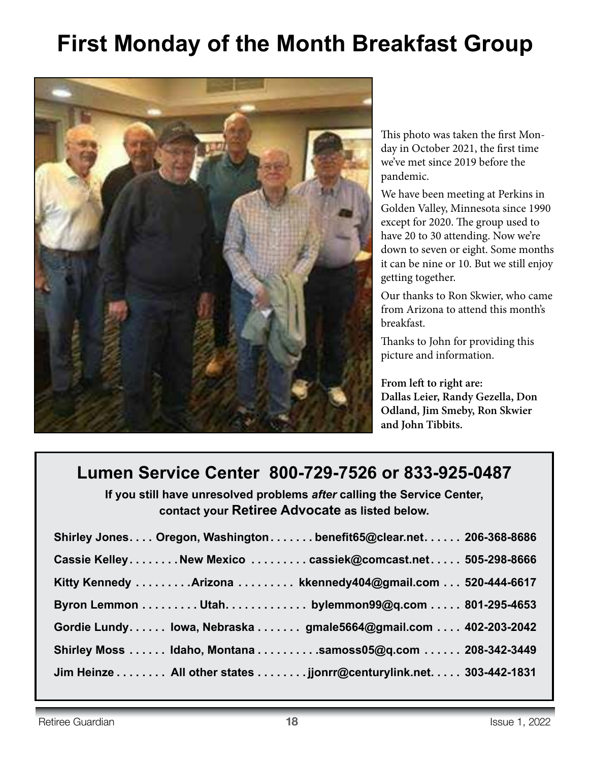# First Monday of the Month Breakfast Group

This photo was taken the first Monday in October 2021, the first time we've met since 2019 before the pandemic.

We have been meeting at Perkins in Golden Valley, Minnesota since 1990 except for 2020. The group used to have 20 to 30 attending. Now we're down to seven or eight. Some months it can be nine or 10. But we still enjoy getting together.

Our thanks to Ron Skwier, who came from Arizona to attend this month's breakfast.

Thanks to John for providing this picture and information.

**From left to right are:**
**Dallas Leier, Randy Gezella, Don Odland, Jim Smeby, Ron Skwier and John Tibbits.**

## Lumen Service Center 800-729-7526 or 833-925-0487

**If you still have unresolved problems *after* calling the Service Center, contact your Retiree Advocate as listed below.**

| Name | States | Email | Phone |
|---|---|---|---|
| **Shirley Jones** | **Oregon, Washington** | **benefit65@clear.net** | **206-368-8686** |
| **Cassie Kelley** | **New Mexico** | **cassiek@comcast.net** | **505-298-8666** |
| **Kitty Kennedy** | **Arizona** | **kkennedy404@gmail.com** | **520-444-6617** |
| **Byron Lemmon** | **Utah** | **bylemmon99@q.com** | **801-295-4653** |
| **Gordie Lundy** | **Iowa, Nebraska** | **gmale5664@gmail.com** | **402-203-2042** |
| **Shirley Moss** | **Idaho, Montana** | **samoss05@q.com** | **208-342-3449** |
| **Jim Heinze** | **All other states** | **jjonrr@centurylink.net** | **303-442-1831** |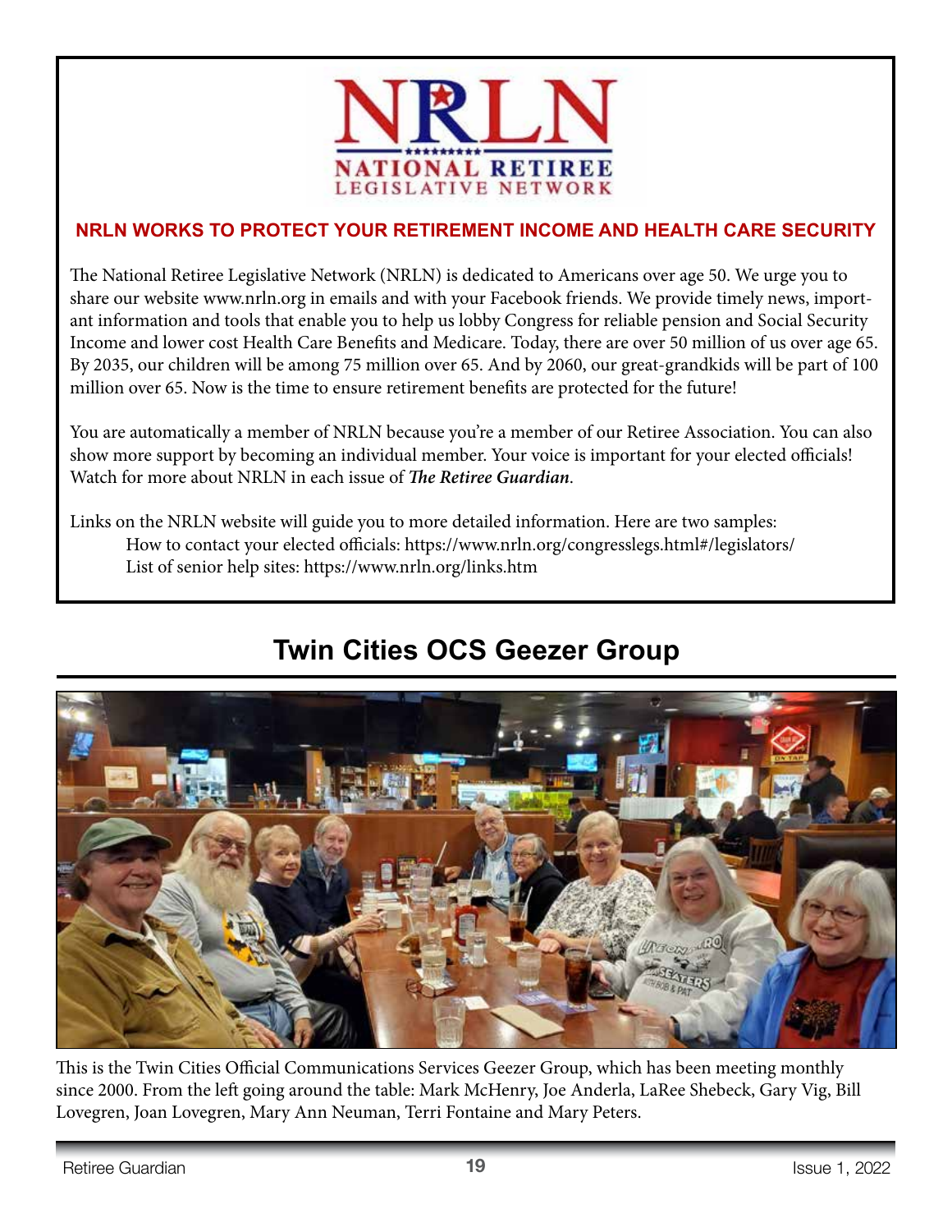**NRLN**

**NATIONAL RETIREE LEGISLATIVE NETWORK**

**NRLN WORKS TO PROTECT YOUR RETIREMENT INCOME AND HEALTH CARE SECURITY**

The National Retiree Legislative Network (NRLN) is dedicated to Americans over age 50. We urge you to share our website www.nrln.org in emails and with your Facebook friends. We provide timely news, important information and tools that enable you to help us lobby Congress for reliable pension and Social Security Income and lower cost Health Care Benefits and Medicare. Today, there are over 50 million of us over age 65. By 2035, our children will be among 75 million over 65. And by 2060, our great-grandkids will be part of 100 million over 65. Now is the time to ensure retirement benefits are protected for the future!

You are automatically a member of NRLN because you're a member of our Retiree Association. You can also show more support by becoming an individual member. Your voice is important for your elected officials! Watch for more about NRLN in each issue of ***The Retiree Guardian***.

Links on the NRLN website will guide you to more detailed information. Here are two samples:

How to contact your elected officials: https://www.nrln.org/congresslegs.html#/legislators/

List of senior help sites: https://www.nrln.org/links.htm

# Twin Cities OCS Geezer Group

This is the Twin Cities Official Communications Services Geezer Group, which has been meeting monthly since 2000. From the left going around the table: Mark McHenry, Joe Anderla, LaRee Shebeck, Gary Vig, Bill Lovegren, Joan Lovegren, Mary Ann Neuman, Terri Fontaine and Mary Peters.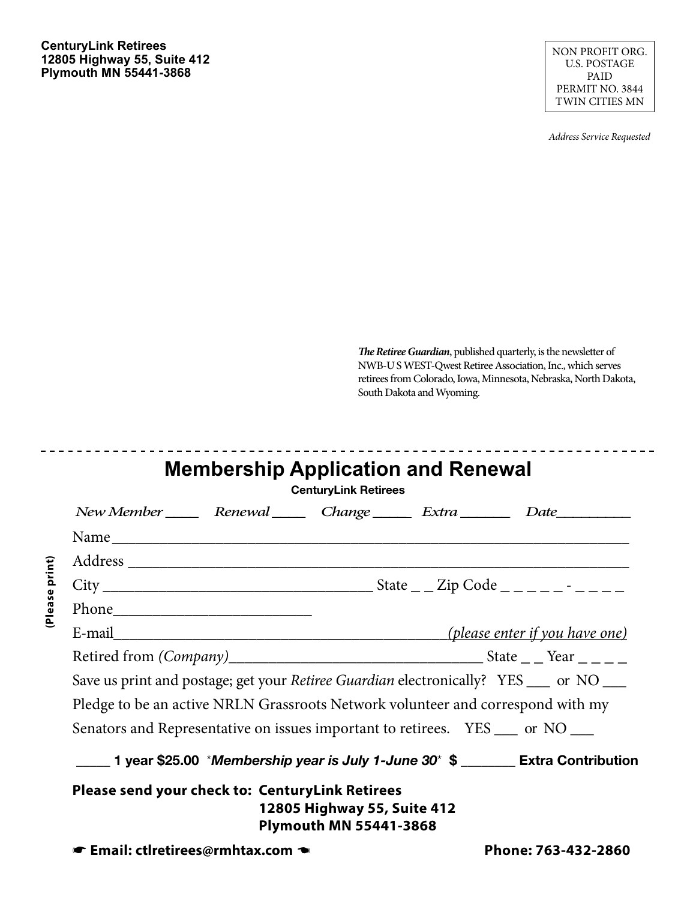**CenturyLink Retirees**
**12805 Highway 55, Suite 412**
**Plymouth MN 55441-3868**

NON PROFIT ORG.
U.S. POSTAGE
PAID
PERMIT NO. 3844
TWIN CITIES MN

*Address Service Requested*

***The Retiree Guardian***, published quarterly, is the newsletter of NWB-U S WEST-Qwest Retiree Association, Inc., which serves retirees from Colorado, Iowa, Minnesota, Nebraska, North Dakota, South Dakota and Wyoming.

---

# Membership Application and Renewal

**CenturyLink Retirees**

*New Member* ____ *Renewal* ____ *Change* _____ *Extra* ______ *Date*_________

(Please print)

Name_______________________________________________________________

Address _____________________________________________________________

City _________________________________ State _ _ Zip Code _ _ _ _ _ - _ _ _ _

Phone________________________

E-mail________________________________________*(please enter if you have one)*

Retired from *(Company)*______________________________ State _ _ Year _ _ _ _

Save us print and postage; get your *Retiree Guardian* electronically? YES ___ or NO ___

Pledge to be an active NRLN Grassroots Network volunteer and correspond with my Senators and Representative on issues important to retirees. YES ___ or NO ___

_____ **1 year $25.00** \****Membership year is July 1-June 30***\* **$** _______ **Extra Contribution**

**Please send your check to: CenturyLink Retirees**
**12805 Highway 55, Suite 412**
**Plymouth MN 55441-3868**

☛ **Email: ctlretirees@rmhtax.com** ☚ **Phone: 763-432-2860**